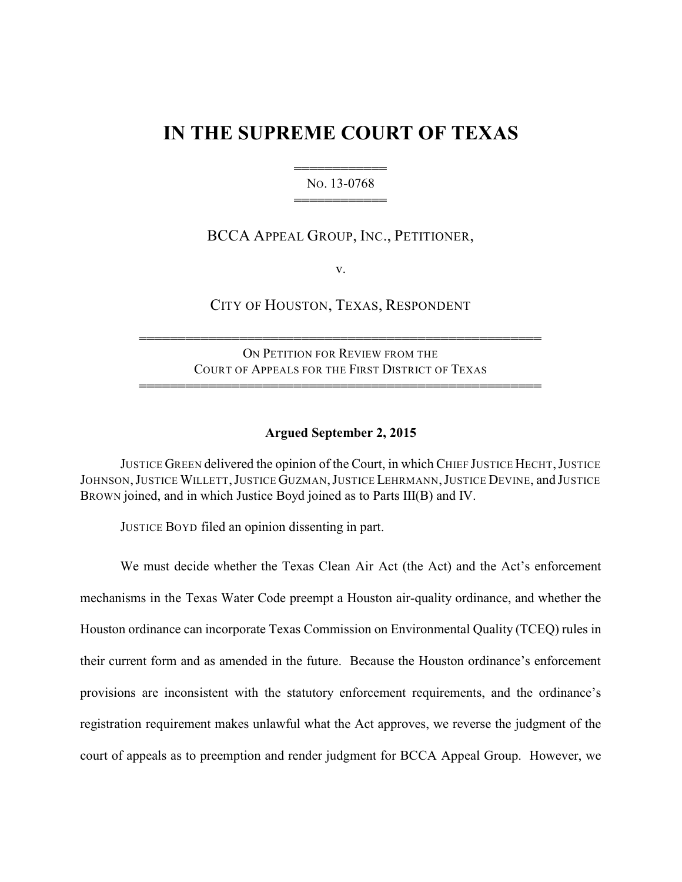# IN THE SUPREME COURT OF TEXAS

═══════════
NO. 13-0768
═══════════

BCCA APPEAL GROUP, INC., PETITIONER,

v.

CITY OF HOUSTON, TEXAS, RESPONDENT

══════════════════════════════════════════════
ON PETITION FOR REVIEW FROM THE
COURT OF APPEALS FOR THE FIRST DISTRICT OF TEXAS
══════════════════════════════════════════════

**Argued September 2, 2015**

JUSTICE GREEN delivered the opinion of the Court, in which CHIEF JUSTICE HECHT, JUSTICE JOHNSON, JUSTICE WILLETT, JUSTICE GUZMAN, JUSTICE LEHRMANN, JUSTICE DEVINE, and JUSTICE BROWN joined, and in which Justice Boyd joined as to Parts III(B) and IV.

JUSTICE BOYD filed an opinion dissenting in part.

We must decide whether the Texas Clean Air Act (the Act) and the Act's enforcement mechanisms in the Texas Water Code preempt a Houston air-quality ordinance, and whether the Houston ordinance can incorporate Texas Commission on Environmental Quality (TCEQ) rules in their current form and as amended in the future. Because the Houston ordinance's enforcement provisions are inconsistent with the statutory enforcement requirements, and the ordinance's registration requirement makes unlawful what the Act approves, we reverse the judgment of the court of appeals as to preemption and render judgment for BCCA Appeal Group. However, we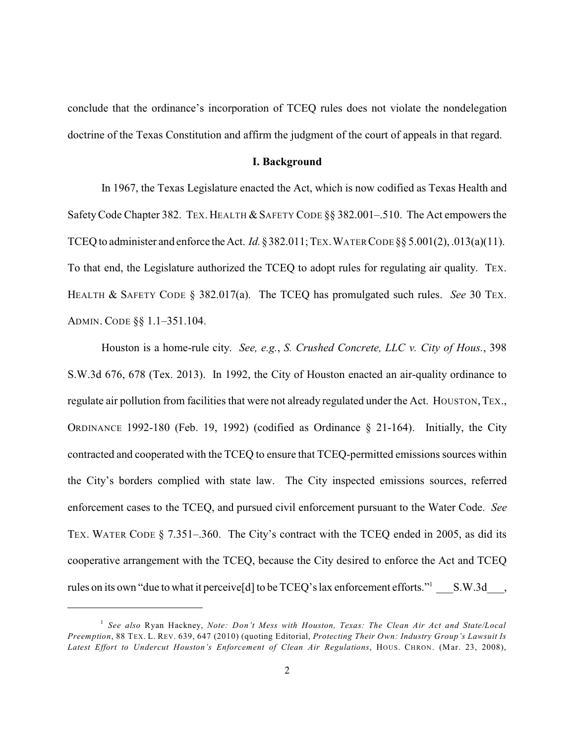conclude that the ordinance's incorporation of TCEQ rules does not violate the nondelegation doctrine of the Texas Constitution and affirm the judgment of the court of appeals in that regard.

## I. Background

In 1967, the Texas Legislature enacted the Act, which is now codified as Texas Health and Safety Code Chapter 382. TEX. HEALTH & SAFETY CODE §§ 382.001–.510. The Act empowers the TCEQ to administer and enforce the Act. *Id.* § 382.011; TEX. WATER CODE §§ 5.001(2), .013(a)(11). To that end, the Legislature authorized the TCEQ to adopt rules for regulating air quality. TEX. HEALTH & SAFETY CODE § 382.017(a). The TCEQ has promulgated such rules. *See* 30 TEX. ADMIN. CODE §§ 1.1–351.104.

Houston is a home-rule city. *See, e.g.*, *S. Crushed Concrete, LLC v. City of Hous.*, 398 S.W.3d 676, 678 (Tex. 2013). In 1992, the City of Houston enacted an air-quality ordinance to regulate air pollution from facilities that were not already regulated under the Act. HOUSTON, TEX., ORDINANCE 1992-180 (Feb. 19, 1992) (codified as Ordinance § 21-164). Initially, the City contracted and cooperated with the TCEQ to ensure that TCEQ-permitted emissions sources within the City's borders complied with state law. The City inspected emissions sources, referred enforcement cases to the TCEQ, and pursued civil enforcement pursuant to the Water Code. *See* TEX. WATER CODE § 7.351–.360. The City's contract with the TCEQ ended in 2005, as did its cooperative arrangement with the TCEQ, because the City desired to enforce the Act and TCEQ rules on its own "due to what it perceive[d] to be TCEQ's lax enforcement efforts."[1] ___S.W.3d___,

---

[1] *See also* Ryan Hackney, *Note: Don't Mess with Houston, Texas: The Clean Air Act and State/Local Preemption*, 88 TEX. L. REV. 639, 647 (2010) (quoting Editorial, *Protecting Their Own: Industry Group's Lawsuit Is Latest Effort to Undercut Houston's Enforcement of Clean Air Regulations*, HOUS. CHRON. (Mar. 23, 2008),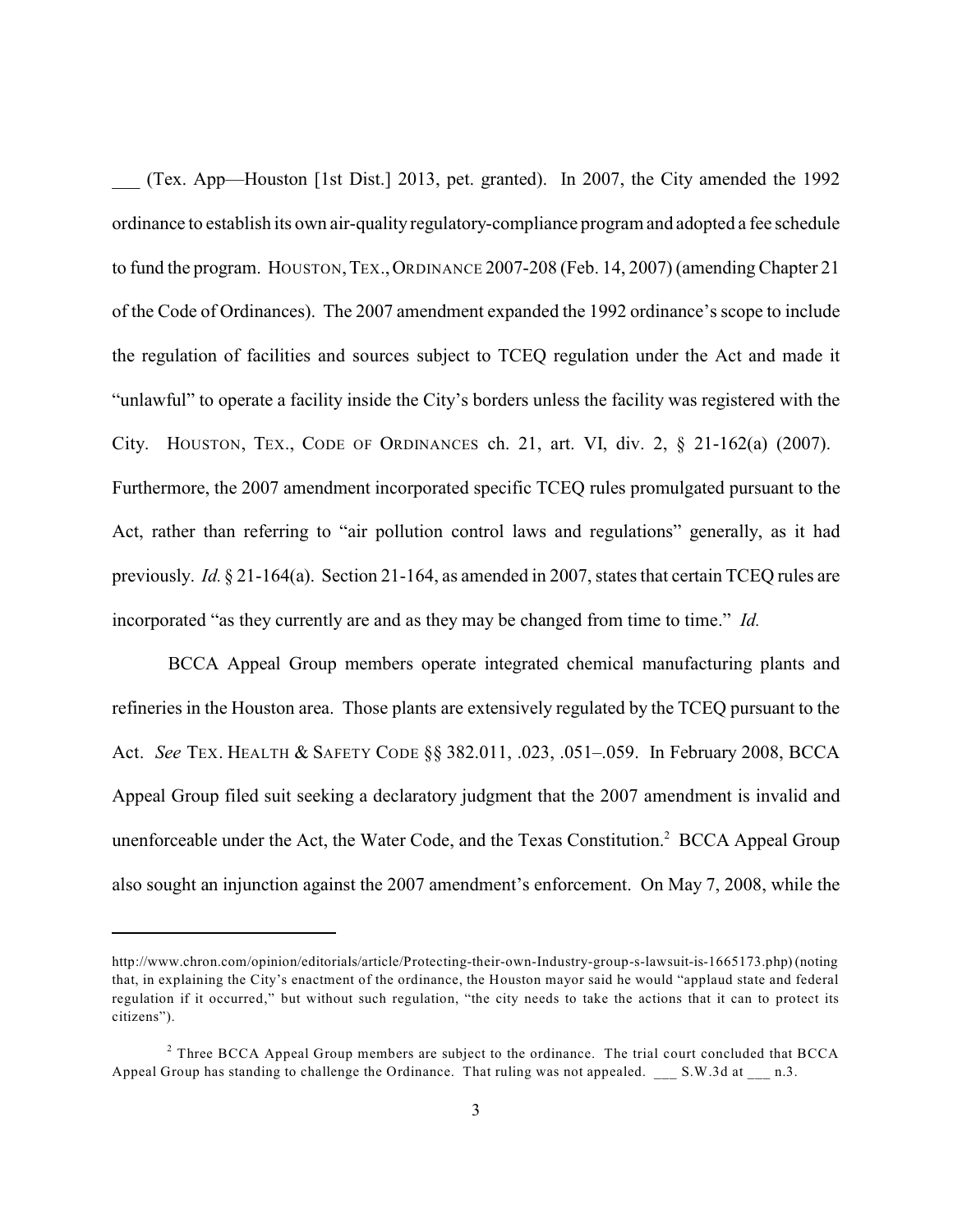___ (Tex. App—Houston [1st Dist.] 2013, pet. granted). In 2007, the City amended the 1992 ordinance to establish its own air-quality regulatory-compliance program and adopted a fee schedule to fund the program. HOUSTON, TEX., ORDINANCE 2007-208 (Feb. 14, 2007) (amending Chapter 21 of the Code of Ordinances). The 2007 amendment expanded the 1992 ordinance's scope to include the regulation of facilities and sources subject to TCEQ regulation under the Act and made it "unlawful" to operate a facility inside the City's borders unless the facility was registered with the City. HOUSTON, TEX., CODE OF ORDINANCES ch. 21, art. VI, div. 2, § 21-162(a) (2007). Furthermore, the 2007 amendment incorporated specific TCEQ rules promulgated pursuant to the Act, rather than referring to "air pollution control laws and regulations" generally, as it had previously. *Id.* § 21-164(a). Section 21-164, as amended in 2007, states that certain TCEQ rules are incorporated "as they currently are and as they may be changed from time to time." *Id.*

BCCA Appeal Group members operate integrated chemical manufacturing plants and refineries in the Houston area. Those plants are extensively regulated by the TCEQ pursuant to the Act. *See* TEX. HEALTH & SAFETY CODE §§ 382.011, .023, .051–.059. In February 2008, BCCA Appeal Group filed suit seeking a declaratory judgment that the 2007 amendment is invalid and unenforceable under the Act, the Water Code, and the Texas Constitution.[2] BCCA Appeal Group also sought an injunction against the 2007 amendment's enforcement. On May 7, 2008, while the

---

http://www.chron.com/opinion/editorials/article/Protecting-their-own-Industry-group-s-lawsuit-is-1665173.php) (noting that, in explaining the City's enactment of the ordinance, the Houston mayor said he would "applaud state and federal regulation if it occurred," but without such regulation, "the city needs to take the actions that it can to protect its citizens").

[2] Three BCCA Appeal Group members are subject to the ordinance. The trial court concluded that BCCA Appeal Group has standing to challenge the Ordinance. That ruling was not appealed. ___ S.W.3d at ___ n.3.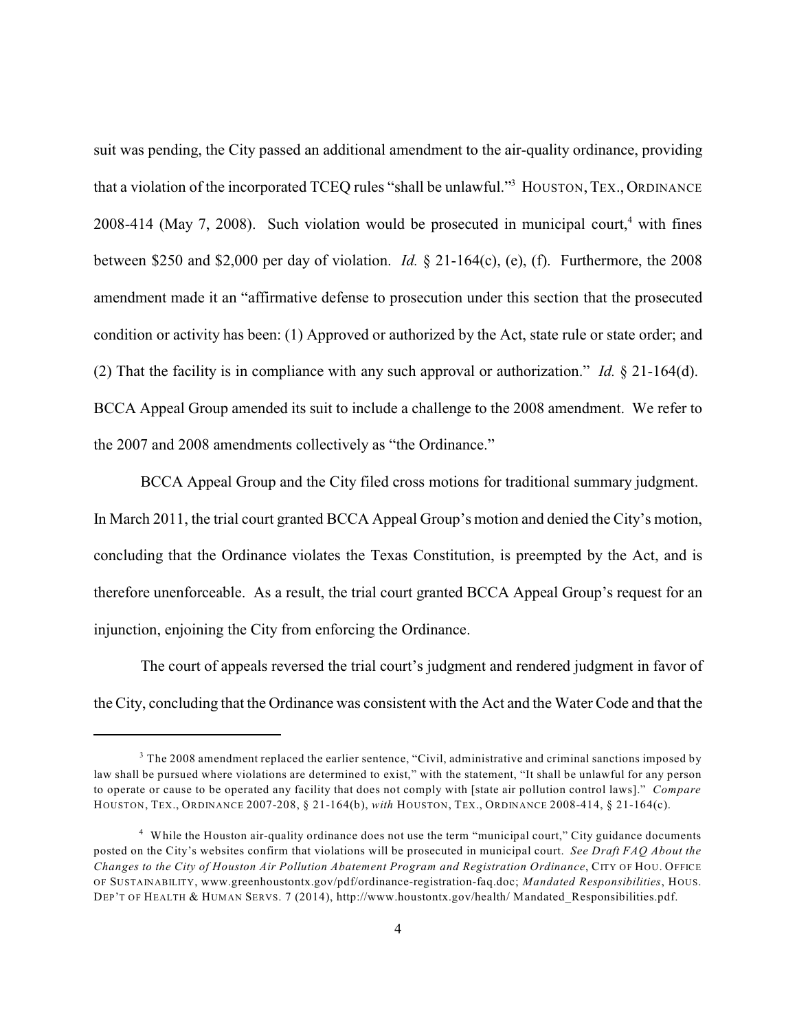suit was pending, the City passed an additional amendment to the air-quality ordinance, providing that a violation of the incorporated TCEQ rules "shall be unlawful."[3] HOUSTON, TEX., ORDINANCE 2008-414 (May 7, 2008). Such violation would be prosecuted in municipal court,[4] with fines between $250 and $2,000 per day of violation. *Id.* § 21-164(c), (e), (f). Furthermore, the 2008 amendment made it an "affirmative defense to prosecution under this section that the prosecuted condition or activity has been: (1) Approved or authorized by the Act, state rule or state order; and (2) That the facility is in compliance with any such approval or authorization." *Id.* § 21-164(d). BCCA Appeal Group amended its suit to include a challenge to the 2008 amendment. We refer to the 2007 and 2008 amendments collectively as "the Ordinance."

BCCA Appeal Group and the City filed cross motions for traditional summary judgment. In March 2011, the trial court granted BCCA Appeal Group's motion and denied the City's motion, concluding that the Ordinance violates the Texas Constitution, is preempted by the Act, and is therefore unenforceable. As a result, the trial court granted BCCA Appeal Group's request for an injunction, enjoining the City from enforcing the Ordinance.

The court of appeals reversed the trial court's judgment and rendered judgment in favor of the City, concluding that the Ordinance was consistent with the Act and the Water Code and that the

---

[3] The 2008 amendment replaced the earlier sentence, "Civil, administrative and criminal sanctions imposed by law shall be pursued where violations are determined to exist," with the statement, "It shall be unlawful for any person to operate or cause to be operated any facility that does not comply with [state air pollution control laws]." *Compare* HOUSTON, TEX., ORDINANCE 2007-208, § 21-164(b), *with* HOUSTON, TEX., ORDINANCE 2008-414, § 21-164(c).

[4] While the Houston air-quality ordinance does not use the term "municipal court," City guidance documents posted on the City's websites confirm that violations will be prosecuted in municipal court. *See Draft FAQ About the Changes to the City of Houston Air Pollution Abatement Program and Registration Ordinance*, CITY OF HOU. OFFICE OF SUSTAINABILITY, www.greenhoustontx.gov/pdf/ordinance-registration-faq.doc; *Mandated Responsibilities*, HOUS. DEP'T OF HEALTH & HUMAN SERVS. 7 (2014), http://www.houstontx.gov/health/ Mandated_Responsibilities.pdf.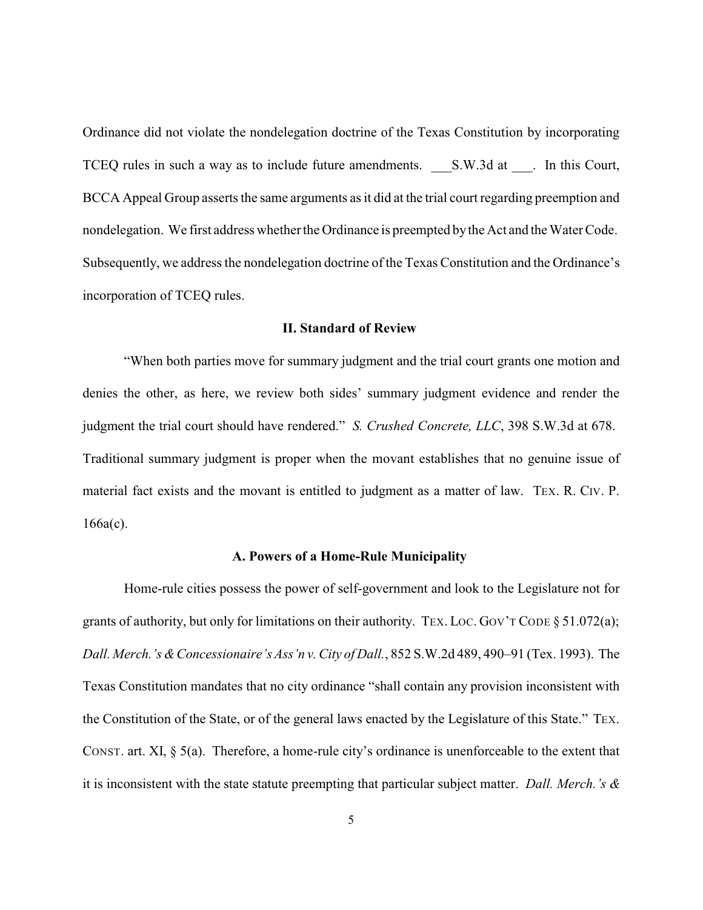Ordinance did not violate the nondelegation doctrine of the Texas Constitution by incorporating TCEQ rules in such a way as to include future amendments. ___S.W.3d at ___. In this Court, BCCA Appeal Group asserts the same arguments as it did at the trial court regarding preemption and nondelegation. We first address whether the Ordinance is preempted by the Act and the Water Code. Subsequently, we address the nondelegation doctrine of the Texas Constitution and the Ordinance's incorporation of TCEQ rules.

## II. Standard of Review

"When both parties move for summary judgment and the trial court grants one motion and denies the other, as here, we review both sides' summary judgment evidence and render the judgment the trial court should have rendered." *S. Crushed Concrete, LLC*, 398 S.W.3d at 678. Traditional summary judgment is proper when the movant establishes that no genuine issue of material fact exists and the movant is entitled to judgment as a matter of law. TEX. R. CIV. P. 166a(c).

### A. Powers of a Home-Rule Municipality

Home-rule cities possess the power of self-government and look to the Legislature not for grants of authority, but only for limitations on their authority. TEX. LOC. GOV'T CODE § 51.072(a); *Dall. Merch.'s & Concessionaire's Ass'n v. City of Dall.*, 852 S.W.2d 489, 490–91 (Tex. 1993). The Texas Constitution mandates that no city ordinance "shall contain any provision inconsistent with the Constitution of the State, or of the general laws enacted by the Legislature of this State." TEX. CONST. art. XI, § 5(a). Therefore, a home-rule city's ordinance is unenforceable to the extent that it is inconsistent with the state statute preempting that particular subject matter. *Dall. Merch.'s &*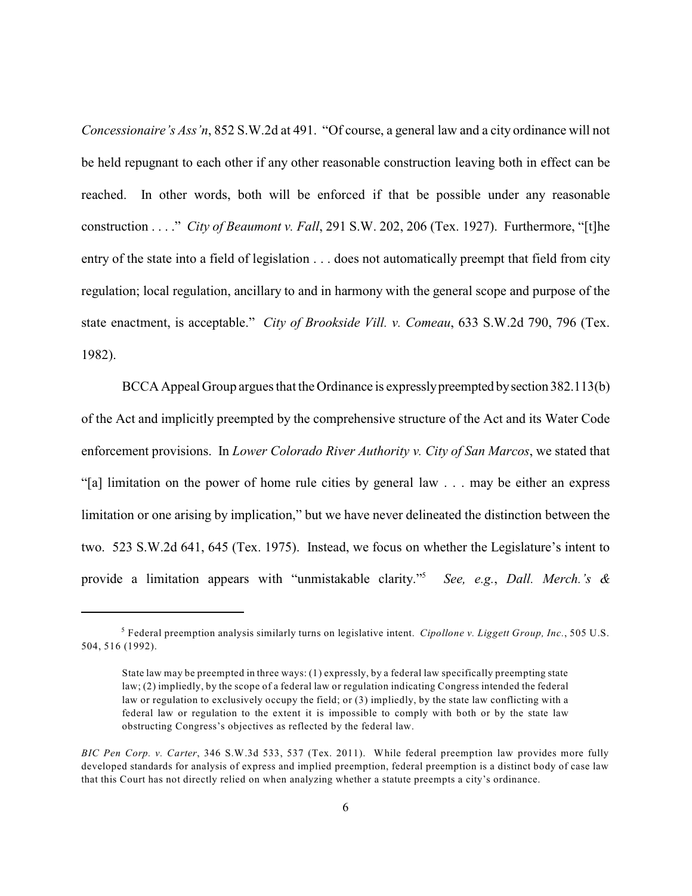*Concessionaire's Ass'n*, 852 S.W.2d at 491. "Of course, a general law and a city ordinance will not be held repugnant to each other if any other reasonable construction leaving both in effect can be reached. In other words, both will be enforced if that be possible under any reasonable construction . . . ." *City of Beaumont v. Fall*, 291 S.W. 202, 206 (Tex. 1927). Furthermore, "[t]he entry of the state into a field of legislation . . . does not automatically preempt that field from city regulation; local regulation, ancillary to and in harmony with the general scope and purpose of the state enactment, is acceptable." *City of Brookside Vill. v. Comeau*, 633 S.W.2d 790, 796 (Tex. 1982).

BCCA Appeal Group argues that the Ordinance is expressly preempted by section 382.113(b) of the Act and implicitly preempted by the comprehensive structure of the Act and its Water Code enforcement provisions. In *Lower Colorado River Authority v. City of San Marcos*, we stated that "[a] limitation on the power of home rule cities by general law . . . may be either an express limitation or one arising by implication," but we have never delineated the distinction between the two. 523 S.W.2d 641, 645 (Tex. 1975). Instead, we focus on whether the Legislature's intent to provide a limitation appears with "unmistakable clarity."[5] *See, e.g.*, *Dall. Merch.'s &*

---

[5] Federal preemption analysis similarly turns on legislative intent. *Cipollone v. Liggett Group, Inc.*, 505 U.S. 504, 516 (1992).

> State law may be preempted in three ways: (1) expressly, by a federal law specifically preempting state law; (2) impliedly, by the scope of a federal law or regulation indicating Congress intended the federal law or regulation to exclusively occupy the field; or (3) impliedly, by the state law conflicting with a federal law or regulation to the extent it is impossible to comply with both or by the state law obstructing Congress's objectives as reflected by the federal law.

*BIC Pen Corp. v. Carter*, 346 S.W.3d 533, 537 (Tex. 2011). While federal preemption law provides more fully developed standards for analysis of express and implied preemption, federal preemption is a distinct body of case law that this Court has not directly relied on when analyzing whether a statute preempts a city's ordinance.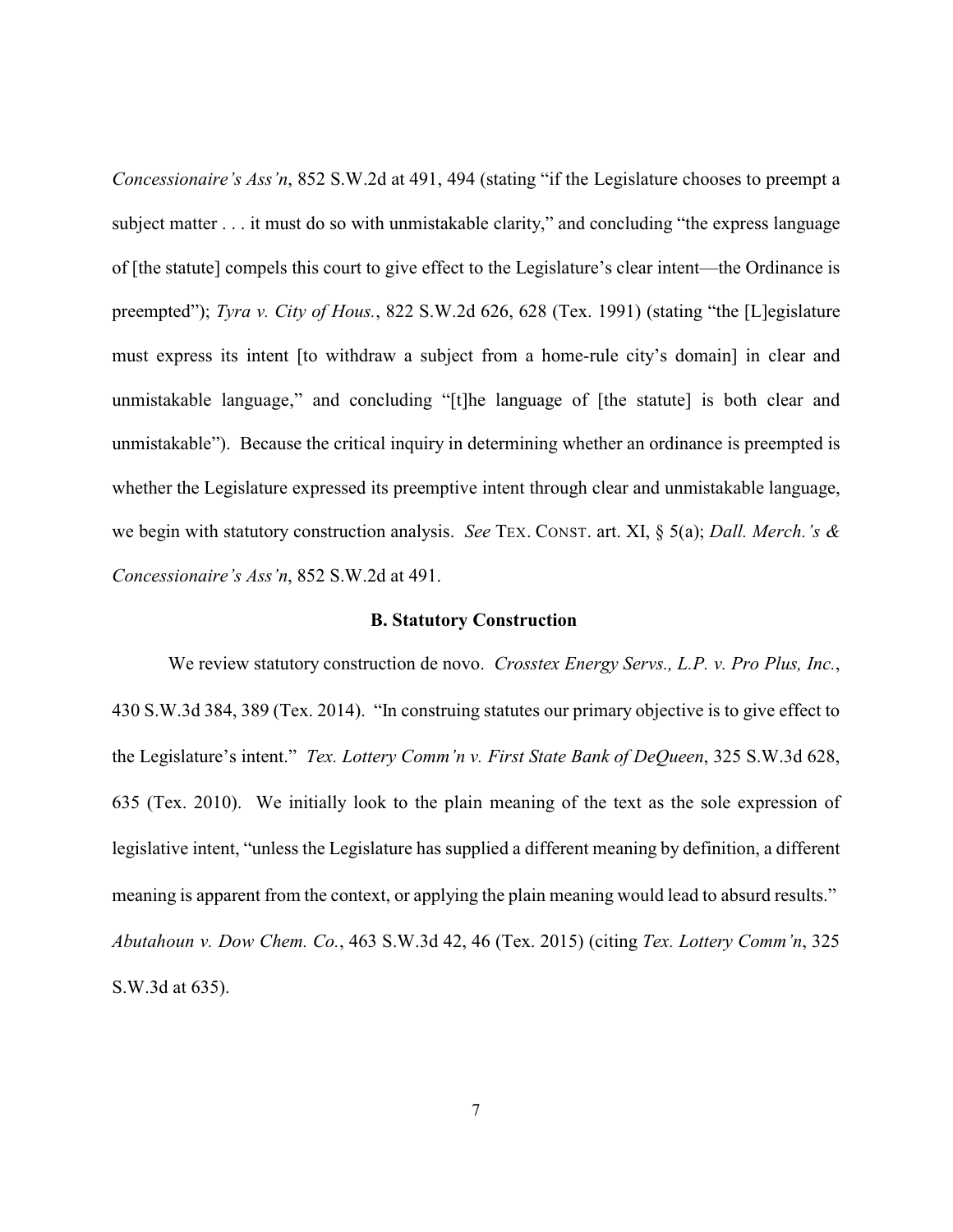*Concessionaire's Ass'n*, 852 S.W.2d at 491, 494 (stating "if the Legislature chooses to preempt a subject matter . . . it must do so with unmistakable clarity," and concluding "the express language of [the statute] compels this court to give effect to the Legislature's clear intent—the Ordinance is preempted"); *Tyra v. City of Hous.*, 822 S.W.2d 626, 628 (Tex. 1991) (stating "the [L]egislature must express its intent [to withdraw a subject from a home-rule city's domain] in clear and unmistakable language," and concluding "[t]he language of [the statute] is both clear and unmistakable"). Because the critical inquiry in determining whether an ordinance is preempted is whether the Legislature expressed its preemptive intent through clear and unmistakable language, we begin with statutory construction analysis. *See* TEX. CONST. art. XI, § 5(a); *Dall. Merch.'s & Concessionaire's Ass'n*, 852 S.W.2d at 491.

### B. Statutory Construction

We review statutory construction de novo. *Crosstex Energy Servs., L.P. v. Pro Plus, Inc.*, 430 S.W.3d 384, 389 (Tex. 2014). "In construing statutes our primary objective is to give effect to the Legislature's intent." *Tex. Lottery Comm'n v. First State Bank of DeQueen*, 325 S.W.3d 628, 635 (Tex. 2010). We initially look to the plain meaning of the text as the sole expression of legislative intent, "unless the Legislature has supplied a different meaning by definition, a different meaning is apparent from the context, or applying the plain meaning would lead to absurd results." *Abutahoun v. Dow Chem. Co.*, 463 S.W.3d 42, 46 (Tex. 2015) (citing *Tex. Lottery Comm'n*, 325 S.W.3d at 635).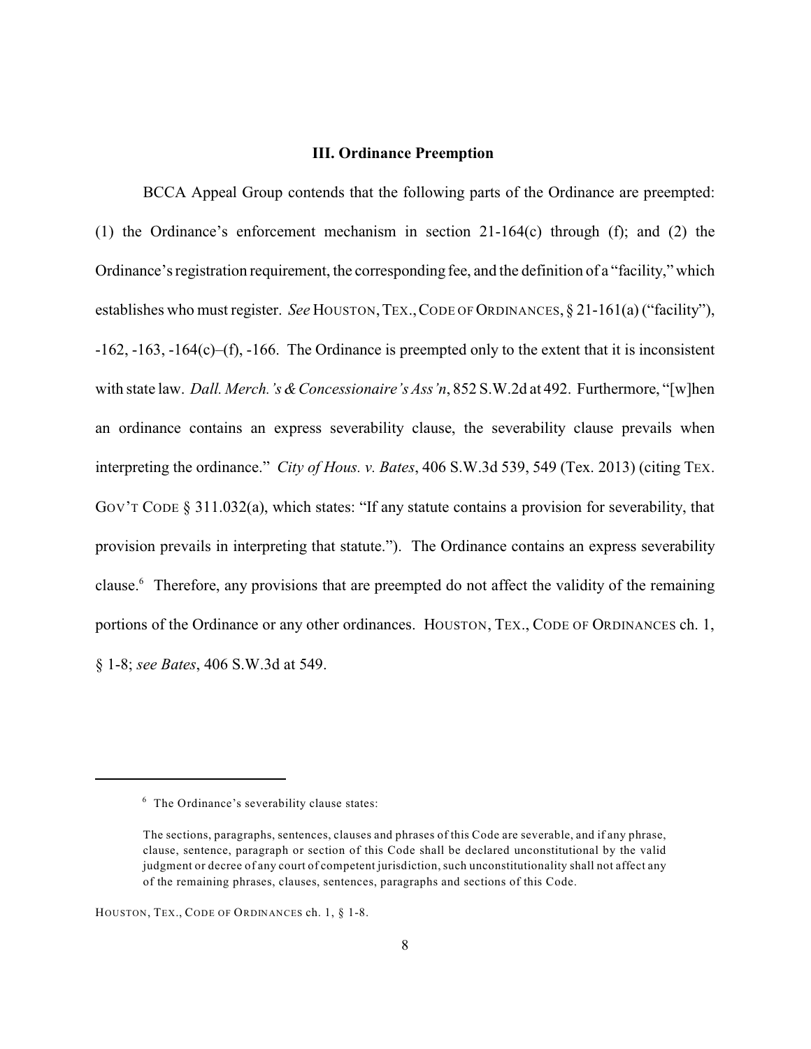### III. Ordinance Preemption

BCCA Appeal Group contends that the following parts of the Ordinance are preempted: (1) the Ordinance's enforcement mechanism in section 21-164(c) through (f); and (2) the Ordinance's registration requirement, the corresponding fee, and the definition of a "facility," which establishes who must register. *See* HOUSTON, TEX., CODE OF ORDINANCES, § 21-161(a) ("facility"), -162, -163, -164(c)–(f), -166. The Ordinance is preempted only to the extent that it is inconsistent with state law. *Dall. Merch.'s & Concessionaire's Ass'n*, 852 S.W.2d at 492. Furthermore, "[w]hen an ordinance contains an express severability clause, the severability clause prevails when interpreting the ordinance." *City of Hous. v. Bates*, 406 S.W.3d 539, 549 (Tex. 2013) (citing TEX. GOV'T CODE § 311.032(a), which states: "If any statute contains a provision for severability, that provision prevails in interpreting that statute."). The Ordinance contains an express severability clause.[6] Therefore, any provisions that are preempted do not affect the validity of the remaining portions of the Ordinance or any other ordinances. HOUSTON, TEX., CODE OF ORDINANCES ch. 1, § 1-8; *see Bates*, 406 S.W.3d at 549.

---

[6] The Ordinance's severability clause states:

> The sections, paragraphs, sentences, clauses and phrases of this Code are severable, and if any phrase, clause, sentence, paragraph or section of this Code shall be declared unconstitutional by the valid judgment or decree of any court of competent jurisdiction, such unconstitutionality shall not affect any of the remaining phrases, clauses, sentences, paragraphs and sections of this Code.

HOUSTON, TEX., CODE OF ORDINANCES ch. 1, § 1-8.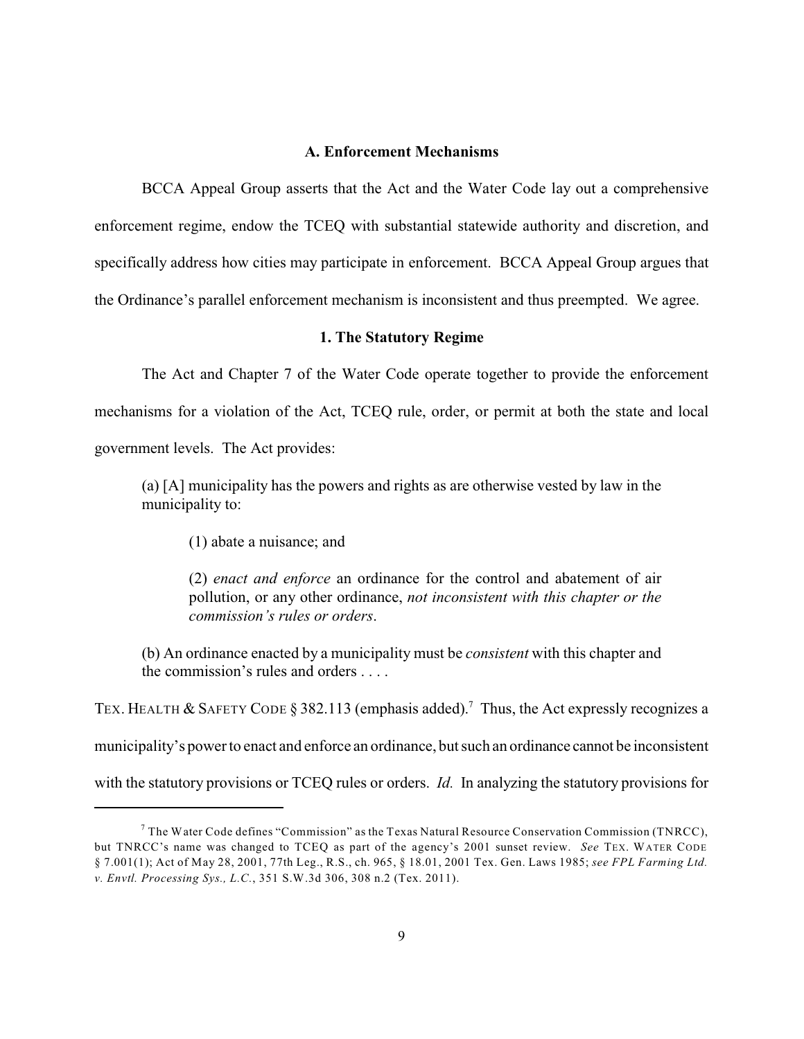### A. Enforcement Mechanisms

BCCA Appeal Group asserts that the Act and the Water Code lay out a comprehensive enforcement regime, endow the TCEQ with substantial statewide authority and discretion, and specifically address how cities may participate in enforcement. BCCA Appeal Group argues that the Ordinance's parallel enforcement mechanism is inconsistent and thus preempted. We agree.

#### 1. The Statutory Regime

The Act and Chapter 7 of the Water Code operate together to provide the enforcement mechanisms for a violation of the Act, TCEQ rule, order, or permit at both the state and local government levels. The Act provides:

> (a) [A] municipality has the powers and rights as are otherwise vested by law in the municipality to:
>
> (1) abate a nuisance; and
>
> (2) *enact and enforce* an ordinance for the control and abatement of air pollution, or any other ordinance, *not inconsistent with this chapter or the commission's rules or orders*.
>
> (b) An ordinance enacted by a municipality must be *consistent* with this chapter and the commission's rules and orders . . . .

TEX. HEALTH & SAFETY CODE § 382.113 (emphasis added).[7] Thus, the Act expressly recognizes a municipality's power to enact and enforce an ordinance, but such an ordinance cannot be inconsistent with the statutory provisions or TCEQ rules or orders. *Id.* In analyzing the statutory provisions for

---

[7] The Water Code defines "Commission" as the Texas Natural Resource Conservation Commission (TNRCC), but TNRCC's name was changed to TCEQ as part of the agency's 2001 sunset review. *See* TEX. WATER CODE § 7.001(1); Act of May 28, 2001, 77th Leg., R.S., ch. 965, § 18.01, 2001 Tex. Gen. Laws 1985; *see FPL Farming Ltd. v. Envtl. Processing Sys., L.C.*, 351 S.W.3d 306, 308 n.2 (Tex. 2011).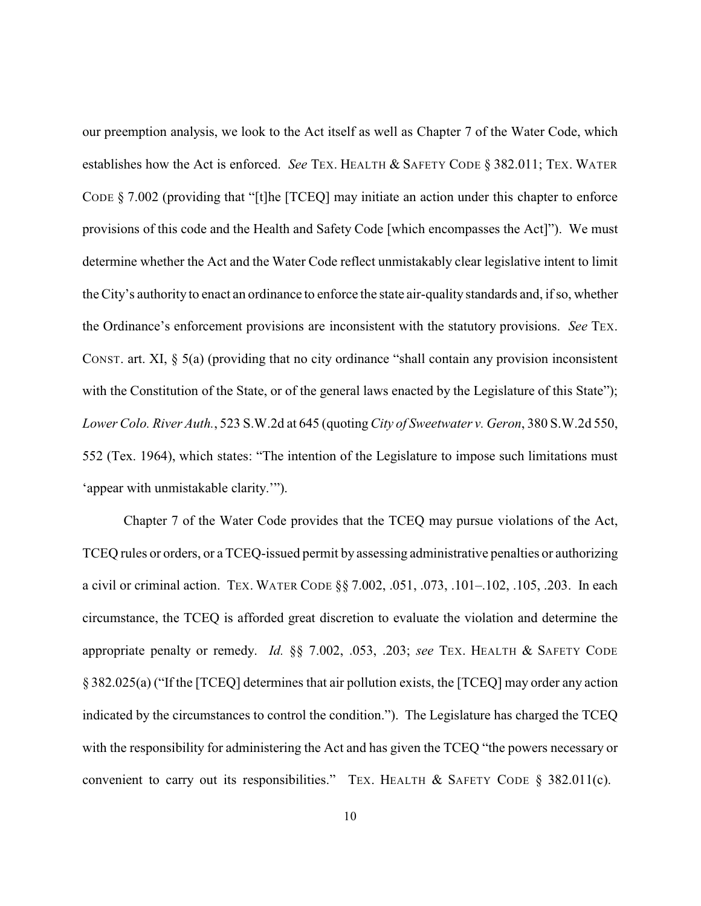our preemption analysis, we look to the Act itself as well as Chapter 7 of the Water Code, which establishes how the Act is enforced. *See* TEX. HEALTH & SAFETY CODE § 382.011; TEX. WATER CODE § 7.002 (providing that "[t]he [TCEQ] may initiate an action under this chapter to enforce provisions of this code and the Health and Safety Code [which encompasses the Act]"). We must determine whether the Act and the Water Code reflect unmistakably clear legislative intent to limit the City's authority to enact an ordinance to enforce the state air-quality standards and, if so, whether the Ordinance's enforcement provisions are inconsistent with the statutory provisions. *See* TEX. CONST. art. XI, § 5(a) (providing that no city ordinance "shall contain any provision inconsistent with the Constitution of the State, or of the general laws enacted by the Legislature of this State"); *Lower Colo. River Auth.*, 523 S.W.2d at 645 (quoting *City of Sweetwater v. Geron*, 380 S.W.2d 550, 552 (Tex. 1964), which states: "The intention of the Legislature to impose such limitations must 'appear with unmistakable clarity.'").

Chapter 7 of the Water Code provides that the TCEQ may pursue violations of the Act, TCEQ rules or orders, or a TCEQ-issued permit by assessing administrative penalties or authorizing a civil or criminal action. TEX. WATER CODE §§ 7.002, .051, .073, .101–.102, .105, .203. In each circumstance, the TCEQ is afforded great discretion to evaluate the violation and determine the appropriate penalty or remedy. *Id.* §§ 7.002, .053, .203; *see* TEX. HEALTH & SAFETY CODE § 382.025(a) ("If the [TCEQ] determines that air pollution exists, the [TCEQ] may order any action indicated by the circumstances to control the condition."). The Legislature has charged the TCEQ with the responsibility for administering the Act and has given the TCEQ "the powers necessary or convenient to carry out its responsibilities." TEX. HEALTH & SAFETY CODE § 382.011(c).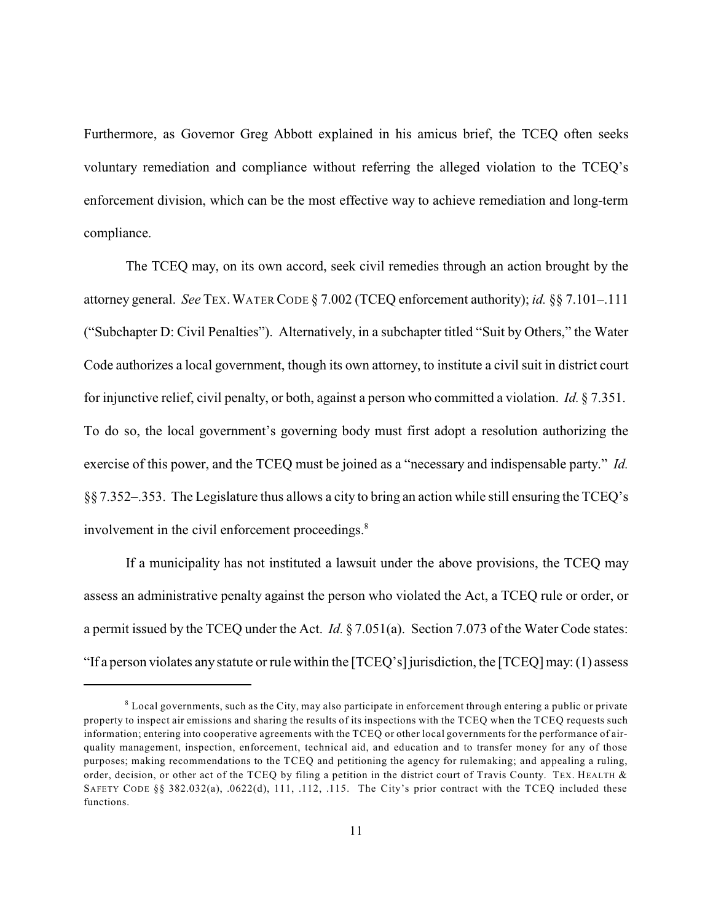Furthermore, as Governor Greg Abbott explained in his amicus brief, the TCEQ often seeks voluntary remediation and compliance without referring the alleged violation to the TCEQ's enforcement division, which can be the most effective way to achieve remediation and long-term compliance.

The TCEQ may, on its own accord, seek civil remedies through an action brought by the attorney general. *See* TEX. WATER CODE § 7.002 (TCEQ enforcement authority); *id.* §§ 7.101–.111 ("Subchapter D: Civil Penalties"). Alternatively, in a subchapter titled "Suit by Others," the Water Code authorizes a local government, though its own attorney, to institute a civil suit in district court for injunctive relief, civil penalty, or both, against a person who committed a violation. *Id.* § 7.351. To do so, the local government's governing body must first adopt a resolution authorizing the exercise of this power, and the TCEQ must be joined as a "necessary and indispensable party." *Id.* §§ 7.352–.353. The Legislature thus allows a city to bring an action while still ensuring the TCEQ's involvement in the civil enforcement proceedings.[8]

If a municipality has not instituted a lawsuit under the above provisions, the TCEQ may assess an administrative penalty against the person who violated the Act, a TCEQ rule or order, or a permit issued by the TCEQ under the Act. *Id.* § 7.051(a). Section 7.073 of the Water Code states: "If a person violates any statute or rule within the [TCEQ's] jurisdiction, the [TCEQ] may: (1) assess

---

[8] Local governments, such as the City, may also participate in enforcement through entering a public or private property to inspect air emissions and sharing the results of its inspections with the TCEQ when the TCEQ requests such information; entering into cooperative agreements with the TCEQ or other local governments for the performance of air-quality management, inspection, enforcement, technical aid, and education and to transfer money for any of those purposes; making recommendations to the TCEQ and petitioning the agency for rulemaking; and appealing a ruling, order, decision, or other act of the TCEQ by filing a petition in the district court of Travis County. TEX. HEALTH & SAFETY CODE §§ 382.032(a), .0622(d), 111, .112, .115. The City's prior contract with the TCEQ included these functions.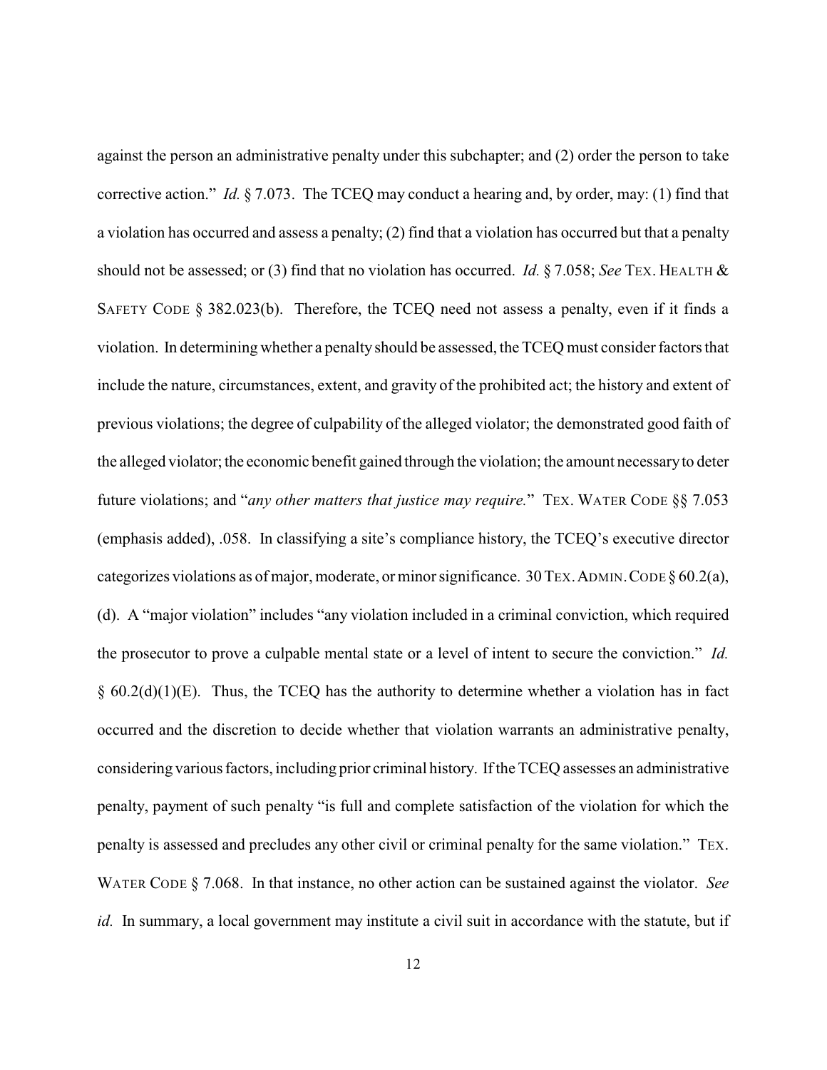against the person an administrative penalty under this subchapter; and (2) order the person to take corrective action." *Id.* § 7.073. The TCEQ may conduct a hearing and, by order, may: (1) find that a violation has occurred and assess a penalty; (2) find that a violation has occurred but that a penalty should not be assessed; or (3) find that no violation has occurred. *Id.* § 7.058; *See* TEX. HEALTH & SAFETY CODE § 382.023(b). Therefore, the TCEQ need not assess a penalty, even if it finds a violation. In determining whether a penalty should be assessed, the TCEQ must consider factors that include the nature, circumstances, extent, and gravity of the prohibited act; the history and extent of previous violations; the degree of culpability of the alleged violator; the demonstrated good faith of the alleged violator; the economic benefit gained through the violation; the amount necessary to deter future violations; and "*any other matters that justice may require.*" TEX. WATER CODE §§ 7.053 (emphasis added), .058. In classifying a site's compliance history, the TCEQ's executive director categorizes violations as of major, moderate, or minor significance. 30 TEX. ADMIN. CODE § 60.2(a), (d). A "major violation" includes "any violation included in a criminal conviction, which required the prosecutor to prove a culpable mental state or a level of intent to secure the conviction." *Id.* § 60.2(d)(1)(E). Thus, the TCEQ has the authority to determine whether a violation has in fact occurred and the discretion to decide whether that violation warrants an administrative penalty, considering various factors, including prior criminal history. If the TCEQ assesses an administrative penalty, payment of such penalty "is full and complete satisfaction of the violation for which the penalty is assessed and precludes any other civil or criminal penalty for the same violation." TEX. WATER CODE § 7.068. In that instance, no other action can be sustained against the violator. *See id.* In summary, a local government may institute a civil suit in accordance with the statute, but if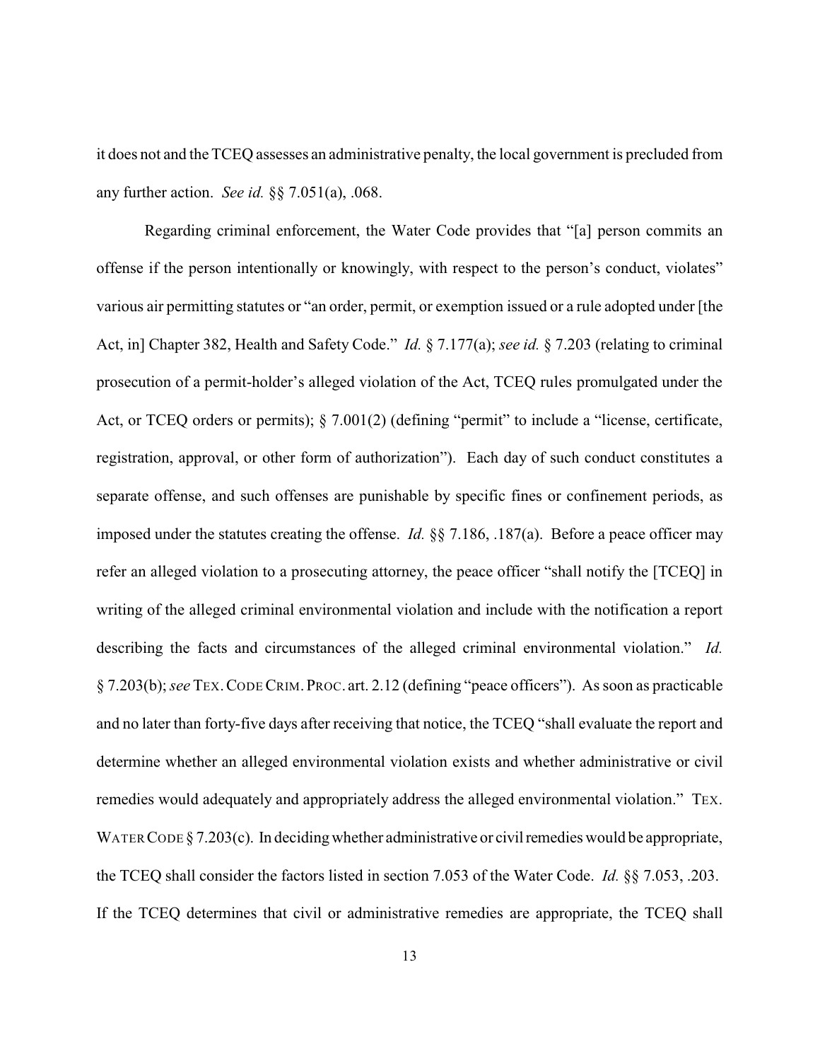it does not and the TCEQ assesses an administrative penalty, the local government is precluded from any further action. *See id.* §§ 7.051(a), .068.

Regarding criminal enforcement, the Water Code provides that "[a] person commits an offense if the person intentionally or knowingly, with respect to the person's conduct, violates" various air permitting statutes or "an order, permit, or exemption issued or a rule adopted under [the Act, in] Chapter 382, Health and Safety Code." *Id.* § 7.177(a); *see id.* § 7.203 (relating to criminal prosecution of a permit-holder's alleged violation of the Act, TCEQ rules promulgated under the Act, or TCEQ orders or permits); § 7.001(2) (defining "permit" to include a "license, certificate, registration, approval, or other form of authorization"). Each day of such conduct constitutes a separate offense, and such offenses are punishable by specific fines or confinement periods, as imposed under the statutes creating the offense. *Id.* §§ 7.186, .187(a). Before a peace officer may refer an alleged violation to a prosecuting attorney, the peace officer "shall notify the [TCEQ] in writing of the alleged criminal environmental violation and include with the notification a report describing the facts and circumstances of the alleged criminal environmental violation." *Id.* § 7.203(b); *see* TEX. CODE CRIM. PROC. art. 2.12 (defining "peace officers"). As soon as practicable and no later than forty-five days after receiving that notice, the TCEQ "shall evaluate the report and determine whether an alleged environmental violation exists and whether administrative or civil remedies would adequately and appropriately address the alleged environmental violation." TEX. WATER CODE § 7.203(c). In deciding whether administrative or civil remedies would be appropriate, the TCEQ shall consider the factors listed in section 7.053 of the Water Code. *Id.* §§ 7.053, .203. If the TCEQ determines that civil or administrative remedies are appropriate, the TCEQ shall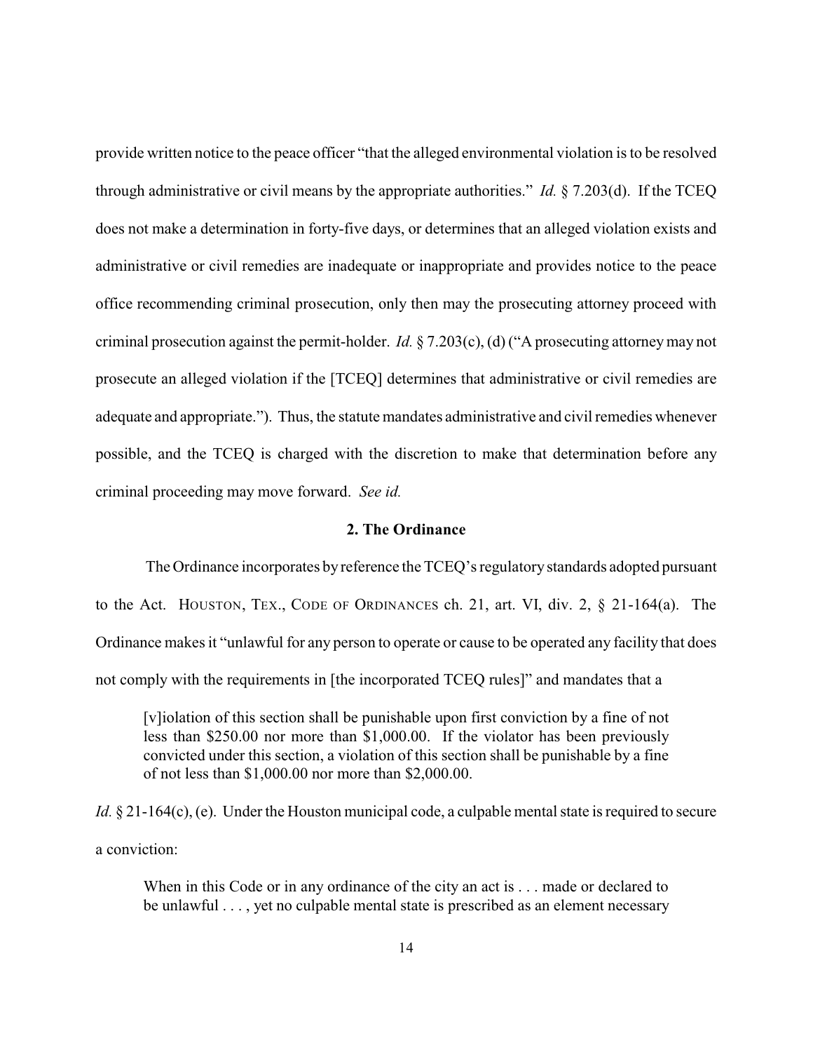provide written notice to the peace officer "that the alleged environmental violation is to be resolved through administrative or civil means by the appropriate authorities." *Id.* § 7.203(d). If the TCEQ does not make a determination in forty-five days, or determines that an alleged violation exists and administrative or civil remedies are inadequate or inappropriate and provides notice to the peace office recommending criminal prosecution, only then may the prosecuting attorney proceed with criminal prosecution against the permit-holder. *Id.* § 7.203(c), (d) ("A prosecuting attorney may not prosecute an alleged violation if the [TCEQ] determines that administrative or civil remedies are adequate and appropriate."). Thus, the statute mandates administrative and civil remedies whenever possible, and the TCEQ is charged with the discretion to make that determination before any criminal proceeding may move forward. *See id.*

### 2. The Ordinance

The Ordinance incorporates by reference the TCEQ's regulatory standards adopted pursuant to the Act. HOUSTON, TEX., CODE OF ORDINANCES ch. 21, art. VI, div. 2, § 21-164(a). The Ordinance makes it "unlawful for any person to operate or cause to be operated any facility that does not comply with the requirements in [the incorporated TCEQ rules]" and mandates that a

> [v]iolation of this section shall be punishable upon first conviction by a fine of not less than $250.00 nor more than $1,000.00. If the violator has been previously convicted under this section, a violation of this section shall be punishable by a fine of not less than $1,000.00 nor more than $2,000.00.

*Id.* § 21-164(c), (e). Under the Houston municipal code, a culpable mental state is required to secure a conviction:

> When in this Code or in any ordinance of the city an act is . . . made or declared to be unlawful . . . , yet no culpable mental state is prescribed as an element necessary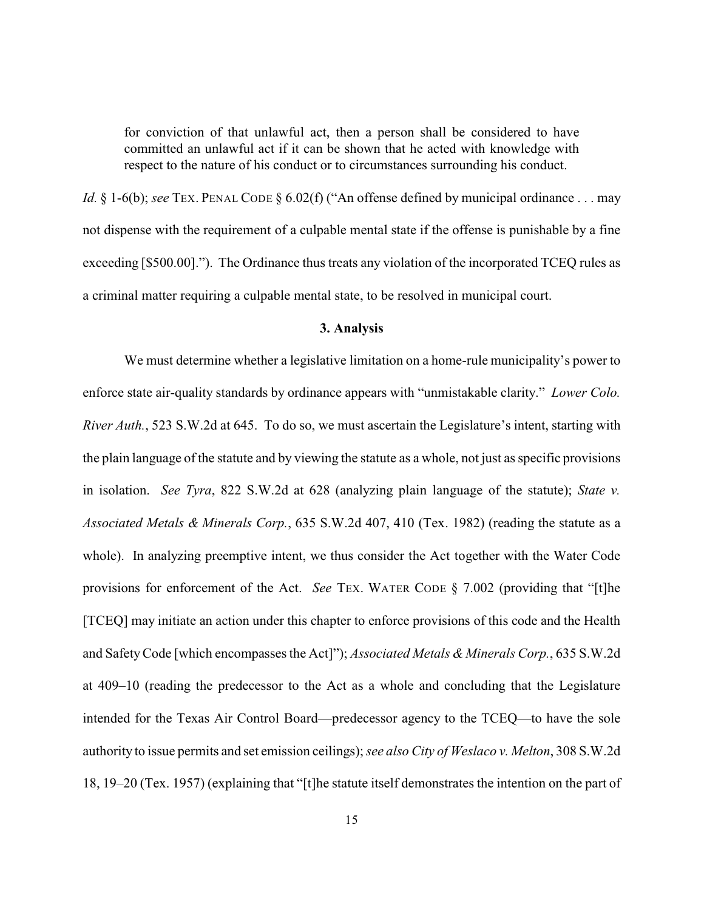> for conviction of that unlawful act, then a person shall be considered to have committed an unlawful act if it can be shown that he acted with knowledge with respect to the nature of his conduct or to circumstances surrounding his conduct.

*Id.* § 1-6(b); *see* TEX. PENAL CODE § 6.02(f) ("An offense defined by municipal ordinance . . . may not dispense with the requirement of a culpable mental state if the offense is punishable by a fine exceeding [$500.00]."). The Ordinance thus treats any violation of the incorporated TCEQ rules as a criminal matter requiring a culpable mental state, to be resolved in municipal court.

### 3. Analysis

We must determine whether a legislative limitation on a home-rule municipality's power to enforce state air-quality standards by ordinance appears with "unmistakable clarity." *Lower Colo. River Auth.*, 523 S.W.2d at 645. To do so, we must ascertain the Legislature's intent, starting with the plain language of the statute and by viewing the statute as a whole, not just as specific provisions in isolation. *See Tyra*, 822 S.W.2d at 628 (analyzing plain language of the statute); *State v. Associated Metals & Minerals Corp.*, 635 S.W.2d 407, 410 (Tex. 1982) (reading the statute as a whole). In analyzing preemptive intent, we thus consider the Act together with the Water Code provisions for enforcement of the Act. *See* TEX. WATER CODE § 7.002 (providing that "[t]he [TCEQ] may initiate an action under this chapter to enforce provisions of this code and the Health and Safety Code [which encompasses the Act]"); *Associated Metals & Minerals Corp.*, 635 S.W.2d at 409–10 (reading the predecessor to the Act as a whole and concluding that the Legislature intended for the Texas Air Control Board—predecessor agency to the TCEQ—to have the sole authority to issue permits and set emission ceilings); *see also City of Weslaco v. Melton*, 308 S.W.2d 18, 19–20 (Tex. 1957) (explaining that "[t]he statute itself demonstrates the intention on the part of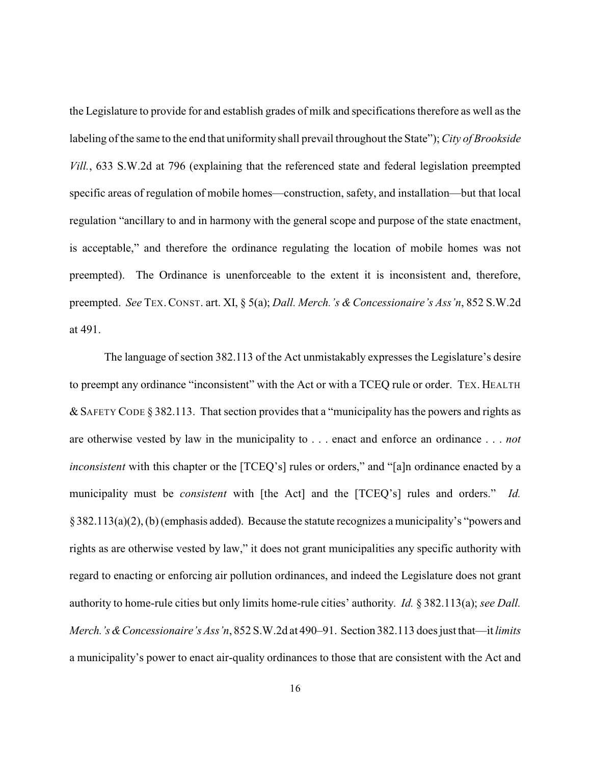the Legislature to provide for and establish grades of milk and specifications therefore as well as the labeling of the same to the end that uniformity shall prevail throughout the State"); *City of Brookside Vill.*, 633 S.W.2d at 796 (explaining that the referenced state and federal legislation preempted specific areas of regulation of mobile homes—construction, safety, and installation—but that local regulation "ancillary to and in harmony with the general scope and purpose of the state enactment, is acceptable," and therefore the ordinance regulating the location of mobile homes was not preempted). The Ordinance is unenforceable to the extent it is inconsistent and, therefore, preempted. *See* TEX. CONST. art. XI, § 5(a); *Dall. Merch.'s & Concessionaire's Ass'n*, 852 S.W.2d at 491.

The language of section 382.113 of the Act unmistakably expresses the Legislature's desire to preempt any ordinance "inconsistent" with the Act or with a TCEQ rule or order. TEX. HEALTH & SAFETY CODE § 382.113. That section provides that a "municipality has the powers and rights as are otherwise vested by law in the municipality to . . . enact and enforce an ordinance . . . *not inconsistent* with this chapter or the [TCEQ's] rules or orders," and "[a]n ordinance enacted by a municipality must be *consistent* with [the Act] and the [TCEQ's] rules and orders." *Id.* § 382.113(a)(2), (b) (emphasis added). Because the statute recognizes a municipality's "powers and rights as are otherwise vested by law," it does not grant municipalities any specific authority with regard to enacting or enforcing air pollution ordinances, and indeed the Legislature does not grant authority to home-rule cities but only limits home-rule cities' authority. *Id.* § 382.113(a); *see Dall. Merch.'s & Concessionaire's Ass'n*, 852 S.W.2d at 490–91. Section 382.113 does just that—it *limits* a municipality's power to enact air-quality ordinances to those that are consistent with the Act and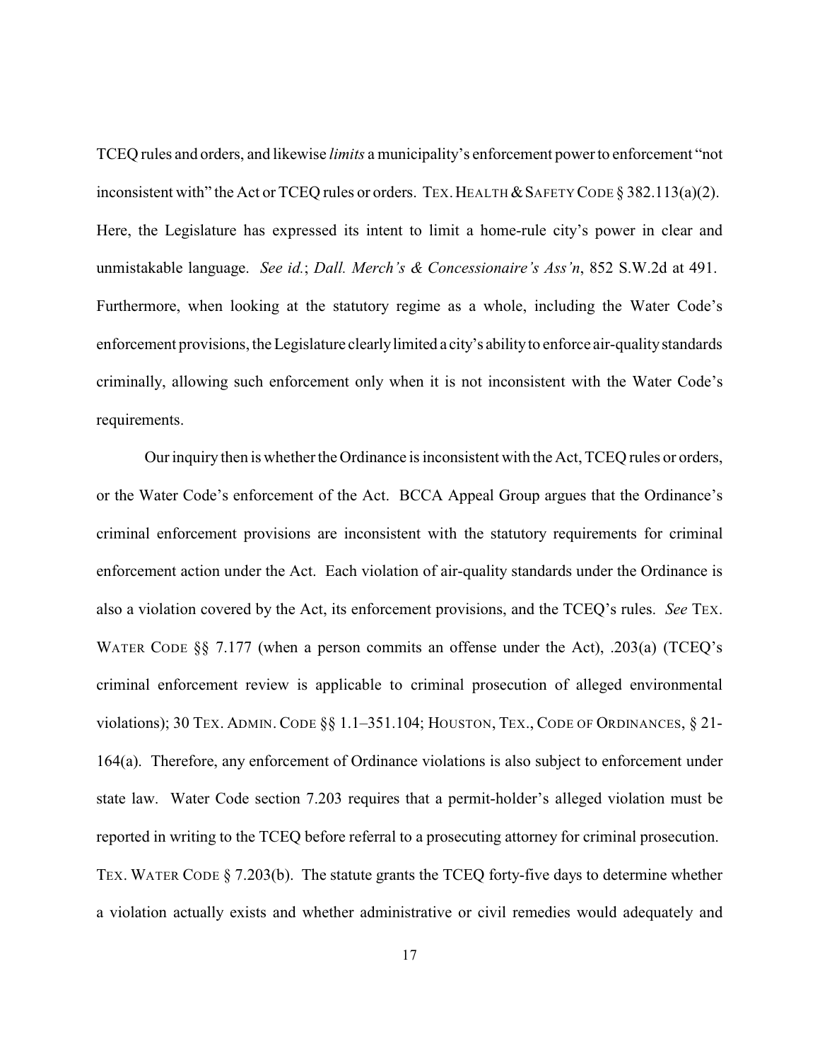TCEQ rules and orders, and likewise *limits* a municipality's enforcement power to enforcement "not inconsistent with" the Act or TCEQ rules or orders. TEX. HEALTH & SAFETY CODE § 382.113(a)(2). Here, the Legislature has expressed its intent to limit a home-rule city's power in clear and unmistakable language. *See id.*; *Dall. Merch's & Concessionaire's Ass'n*, 852 S.W.2d at 491. Furthermore, when looking at the statutory regime as a whole, including the Water Code's enforcement provisions, the Legislature clearly limited a city's ability to enforce air-quality standards criminally, allowing such enforcement only when it is not inconsistent with the Water Code's requirements.

Our inquiry then is whether the Ordinance is inconsistent with the Act, TCEQ rules or orders, or the Water Code's enforcement of the Act. BCCA Appeal Group argues that the Ordinance's criminal enforcement provisions are inconsistent with the statutory requirements for criminal enforcement action under the Act. Each violation of air-quality standards under the Ordinance is also a violation covered by the Act, its enforcement provisions, and the TCEQ's rules. *See* TEX. WATER CODE §§ 7.177 (when a person commits an offense under the Act), .203(a) (TCEQ's criminal enforcement review is applicable to criminal prosecution of alleged environmental violations); 30 TEX. ADMIN. CODE §§ 1.1–351.104; HOUSTON, TEX., CODE OF ORDINANCES, § 21-164(a). Therefore, any enforcement of Ordinance violations is also subject to enforcement under state law. Water Code section 7.203 requires that a permit-holder's alleged violation must be reported in writing to the TCEQ before referral to a prosecuting attorney for criminal prosecution. TEX. WATER CODE § 7.203(b). The statute grants the TCEQ forty-five days to determine whether a violation actually exists and whether administrative or civil remedies would adequately and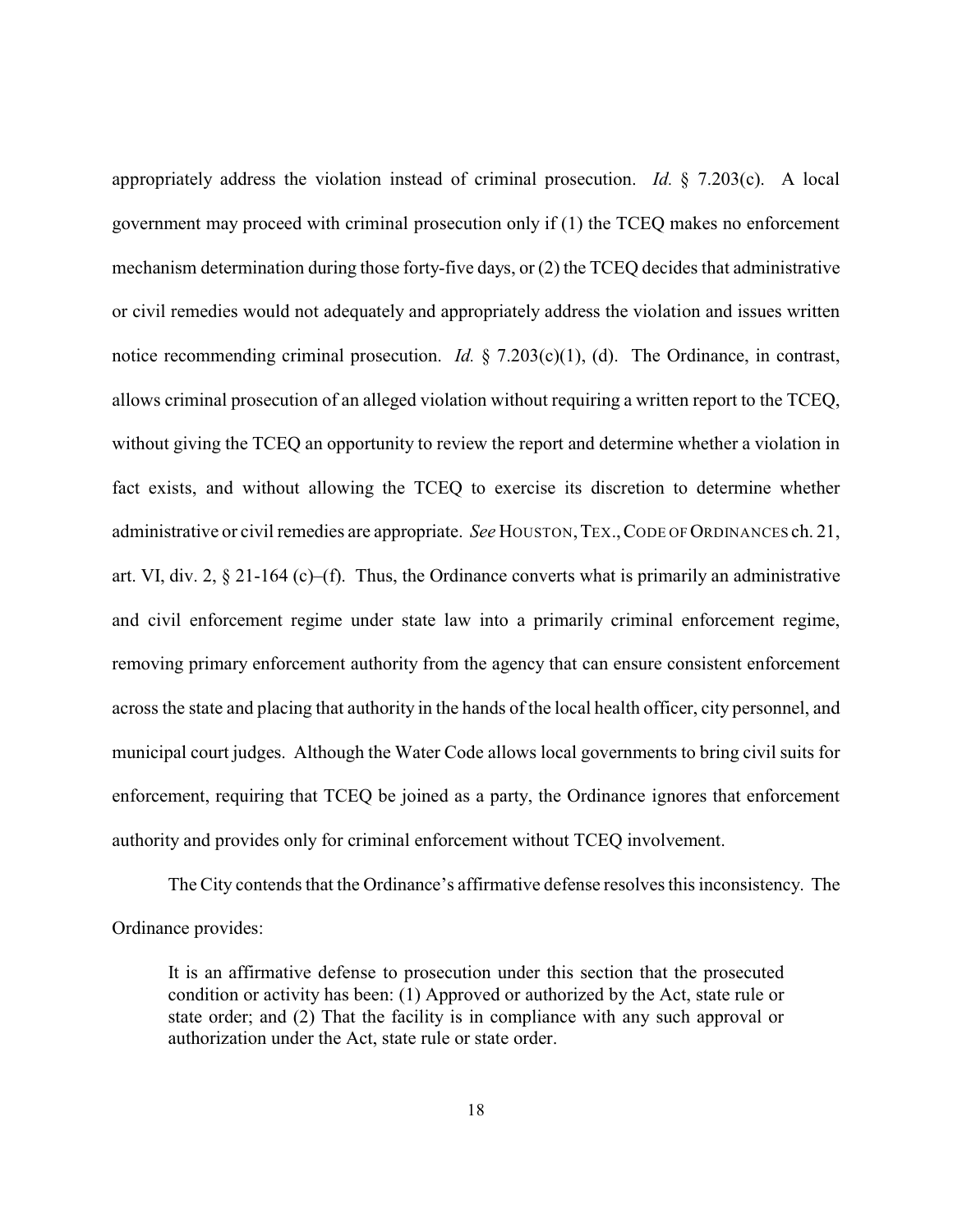appropriately address the violation instead of criminal prosecution. *Id.* § 7.203(c). A local government may proceed with criminal prosecution only if (1) the TCEQ makes no enforcement mechanism determination during those forty-five days, or (2) the TCEQ decides that administrative or civil remedies would not adequately and appropriately address the violation and issues written notice recommending criminal prosecution. *Id.* § 7.203(c)(1), (d). The Ordinance, in contrast, allows criminal prosecution of an alleged violation without requiring a written report to the TCEQ, without giving the TCEQ an opportunity to review the report and determine whether a violation in fact exists, and without allowing the TCEQ to exercise its discretion to determine whether administrative or civil remedies are appropriate. *See* HOUSTON, TEX., CODE OF ORDINANCES ch. 21, art. VI, div. 2, § 21-164 (c)–(f). Thus, the Ordinance converts what is primarily an administrative and civil enforcement regime under state law into a primarily criminal enforcement regime, removing primary enforcement authority from the agency that can ensure consistent enforcement across the state and placing that authority in the hands of the local health officer, city personnel, and municipal court judges. Although the Water Code allows local governments to bring civil suits for enforcement, requiring that TCEQ be joined as a party, the Ordinance ignores that enforcement authority and provides only for criminal enforcement without TCEQ involvement.

The City contends that the Ordinance's affirmative defense resolves this inconsistency. The Ordinance provides:

> It is an affirmative defense to prosecution under this section that the prosecuted condition or activity has been: (1) Approved or authorized by the Act, state rule or state order; and (2) That the facility is in compliance with any such approval or authorization under the Act, state rule or state order.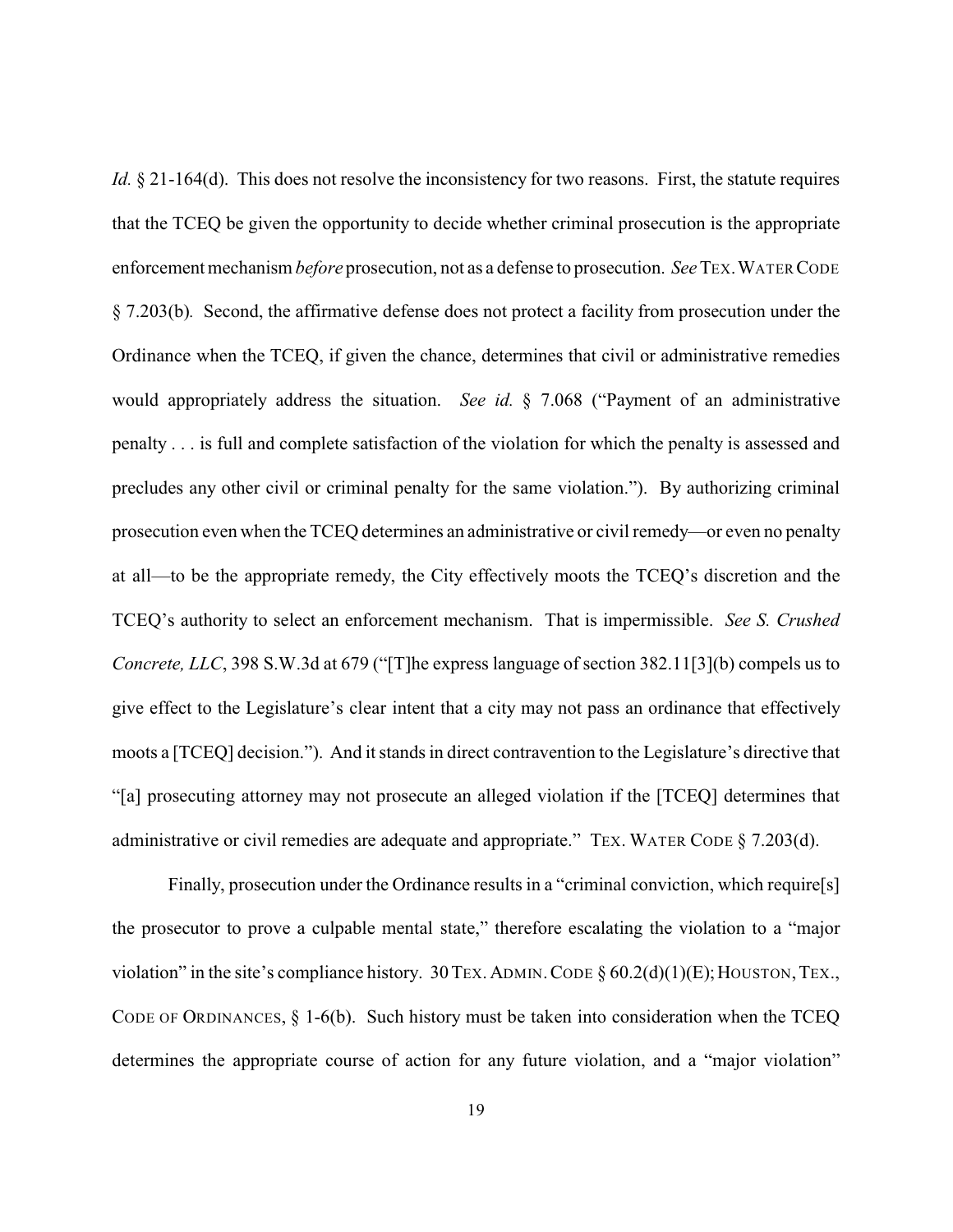*Id.* § 21-164(d). This does not resolve the inconsistency for two reasons. First, the statute requires that the TCEQ be given the opportunity to decide whether criminal prosecution is the appropriate enforcement mechanism *before* prosecution, not as a defense to prosecution. *See* TEX. WATER CODE § 7.203(b). Second, the affirmative defense does not protect a facility from prosecution under the Ordinance when the TCEQ, if given the chance, determines that civil or administrative remedies would appropriately address the situation. *See id.* § 7.068 ("Payment of an administrative penalty . . . is full and complete satisfaction of the violation for which the penalty is assessed and precludes any other civil or criminal penalty for the same violation."). By authorizing criminal prosecution even when the TCEQ determines an administrative or civil remedy—or even no penalty at all—to be the appropriate remedy, the City effectively moots the TCEQ's discretion and the TCEQ's authority to select an enforcement mechanism. That is impermissible. *See S. Crushed Concrete, LLC*, 398 S.W.3d at 679 ("[T]he express language of section 382.11[3](b) compels us to give effect to the Legislature's clear intent that a city may not pass an ordinance that effectively moots a [TCEQ] decision."). And it stands in direct contravention to the Legislature's directive that "[a] prosecuting attorney may not prosecute an alleged violation if the [TCEQ] determines that administrative or civil remedies are adequate and appropriate." TEX. WATER CODE § 7.203(d).

Finally, prosecution under the Ordinance results in a "criminal conviction, which require[s] the prosecutor to prove a culpable mental state," therefore escalating the violation to a "major violation" in the site's compliance history. 30 TEX. ADMIN. CODE § 60.2(d)(1)(E); HOUSTON, TEX., CODE OF ORDINANCES, § 1-6(b). Such history must be taken into consideration when the TCEQ determines the appropriate course of action for any future violation, and a "major violation"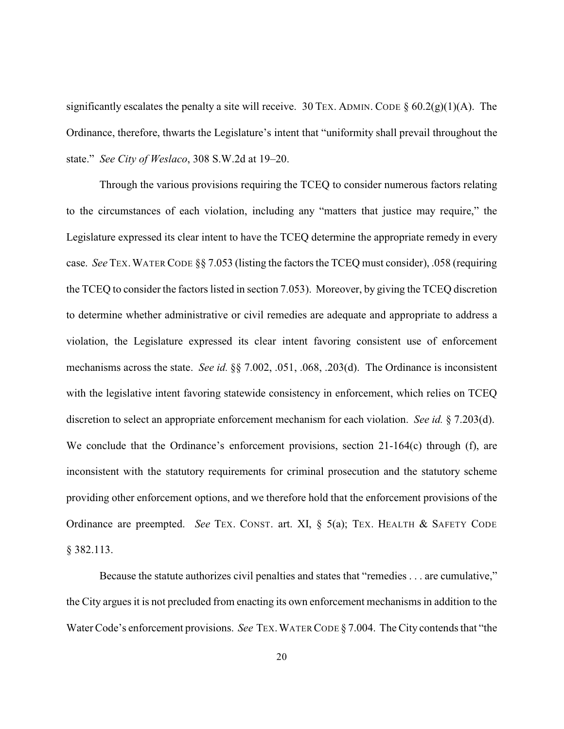significantly escalates the penalty a site will receive. 30 TEX. ADMIN. CODE § 60.2(g)(1)(A). The Ordinance, therefore, thwarts the Legislature's intent that "uniformity shall prevail throughout the state." *See City of Weslaco*, 308 S.W.2d at 19–20.

Through the various provisions requiring the TCEQ to consider numerous factors relating to the circumstances of each violation, including any "matters that justice may require," the Legislature expressed its clear intent to have the TCEQ determine the appropriate remedy in every case. *See* TEX. WATER CODE §§ 7.053 (listing the factors the TCEQ must consider), .058 (requiring the TCEQ to consider the factors listed in section 7.053). Moreover, by giving the TCEQ discretion to determine whether administrative or civil remedies are adequate and appropriate to address a violation, the Legislature expressed its clear intent favoring consistent use of enforcement mechanisms across the state. *See id.* §§ 7.002, .051, .068, .203(d). The Ordinance is inconsistent with the legislative intent favoring statewide consistency in enforcement, which relies on TCEQ discretion to select an appropriate enforcement mechanism for each violation. *See id.* § 7.203(d). We conclude that the Ordinance's enforcement provisions, section 21-164(c) through (f), are inconsistent with the statutory requirements for criminal prosecution and the statutory scheme providing other enforcement options, and we therefore hold that the enforcement provisions of the Ordinance are preempted. *See* TEX. CONST. art. XI, § 5(a); TEX. HEALTH & SAFETY CODE § 382.113.

Because the statute authorizes civil penalties and states that "remedies . . . are cumulative," the City argues it is not precluded from enacting its own enforcement mechanisms in addition to the Water Code's enforcement provisions. *See* TEX. WATER CODE § 7.004. The City contends that "the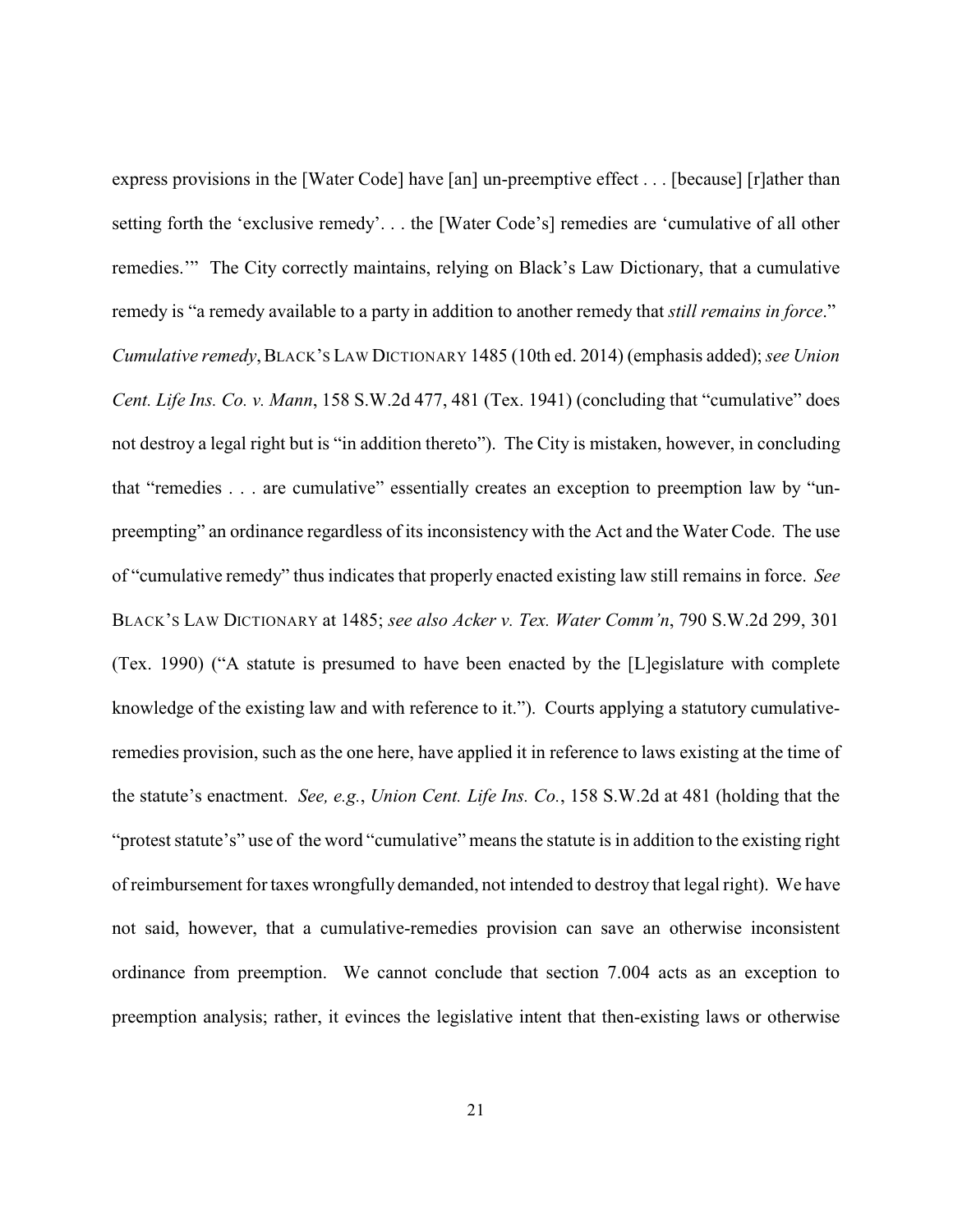express provisions in the [Water Code] have [an] un-preemptive effect . . . [because] [r]ather than setting forth the 'exclusive remedy'. . . the [Water Code's] remedies are 'cumulative of all other remedies.'" The City correctly maintains, relying on Black's Law Dictionary, that a cumulative remedy is "a remedy available to a party in addition to another remedy that *still remains in force*." *Cumulative remedy*, BLACK'S LAW DICTIONARY 1485 (10th ed. 2014) (emphasis added); *see Union Cent. Life Ins. Co. v. Mann*, 158 S.W.2d 477, 481 (Tex. 1941) (concluding that "cumulative" does not destroy a legal right but is "in addition thereto"). The City is mistaken, however, in concluding that "remedies . . . are cumulative" essentially creates an exception to preemption law by "un-preempting" an ordinance regardless of its inconsistency with the Act and the Water Code. The use of "cumulative remedy" thus indicates that properly enacted existing law still remains in force. *See* BLACK'S LAW DICTIONARY at 1485; *see also Acker v. Tex. Water Comm'n*, 790 S.W.2d 299, 301 (Tex. 1990) ("A statute is presumed to have been enacted by the [L]egislature with complete knowledge of the existing law and with reference to it."). Courts applying a statutory cumulative-remedies provision, such as the one here, have applied it in reference to laws existing at the time of the statute's enactment. *See, e.g.*, *Union Cent. Life Ins. Co.*, 158 S.W.2d at 481 (holding that the "protest statute's" use of the word "cumulative" means the statute is in addition to the existing right of reimbursement for taxes wrongfully demanded, not intended to destroy that legal right). We have not said, however, that a cumulative-remedies provision can save an otherwise inconsistent ordinance from preemption. We cannot conclude that section 7.004 acts as an exception to preemption analysis; rather, it evinces the legislative intent that then-existing laws or otherwise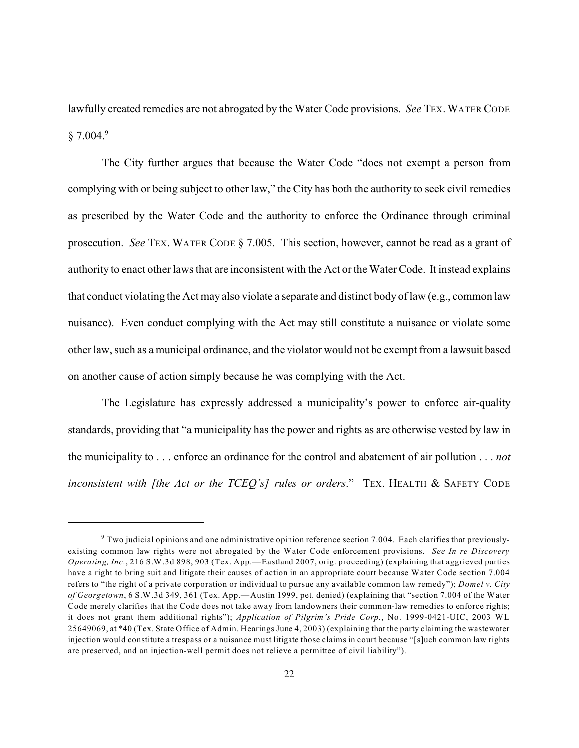lawfully created remedies are not abrogated by the Water Code provisions. *See* TEX. WATER CODE § 7.004.[9]

The City further argues that because the Water Code "does not exempt a person from complying with or being subject to other law," the City has both the authority to seek civil remedies as prescribed by the Water Code and the authority to enforce the Ordinance through criminal prosecution. *See* TEX. WATER CODE § 7.005. This section, however, cannot be read as a grant of authority to enact other laws that are inconsistent with the Act or the Water Code. It instead explains that conduct violating the Act may also violate a separate and distinct body of law (e.g., common law nuisance). Even conduct complying with the Act may still constitute a nuisance or violate some other law, such as a municipal ordinance, and the violator would not be exempt from a lawsuit based on another cause of action simply because he was complying with the Act.

The Legislature has expressly addressed a municipality's power to enforce air-quality standards, providing that "a municipality has the power and rights as are otherwise vested by law in the municipality to . . . enforce an ordinance for the control and abatement of air pollution . . . *not inconsistent with [the Act or the TCEQ's] rules or orders*." TEX. HEALTH & SAFETY CODE

---

[9] Two judicial opinions and one administrative opinion reference section 7.004. Each clarifies that previously-existing common law rights were not abrogated by the Water Code enforcement provisions. *See In re Discovery Operating, Inc.*, 216 S.W.3d 898, 903 (Tex. App.—Eastland 2007, orig. proceeding) (explaining that aggrieved parties have a right to bring suit and litigate their causes of action in an appropriate court because Water Code section 7.004 refers to "the right of a private corporation or individual to pursue any available common law remedy"); *Domel v. City of Georgetown*, 6 S.W.3d 349, 361 (Tex. App.—Austin 1999, pet. denied) (explaining that "section 7.004 of the Water Code merely clarifies that the Code does not take away from landowners their common-law remedies to enforce rights; it does not grant them additional rights"); *Application of Pilgrim's Pride Corp.*, No. 1999-0421-UIC, 2003 WL 25649069, at *40 (Tex. State Office of Admin. Hearings June 4, 2003) (explaining that the party claiming the wastewater injection would constitute a trespass or a nuisance must litigate those claims in court because "[s]uch common law rights are preserved, and an injection-well permit does not relieve a permittee of civil liability").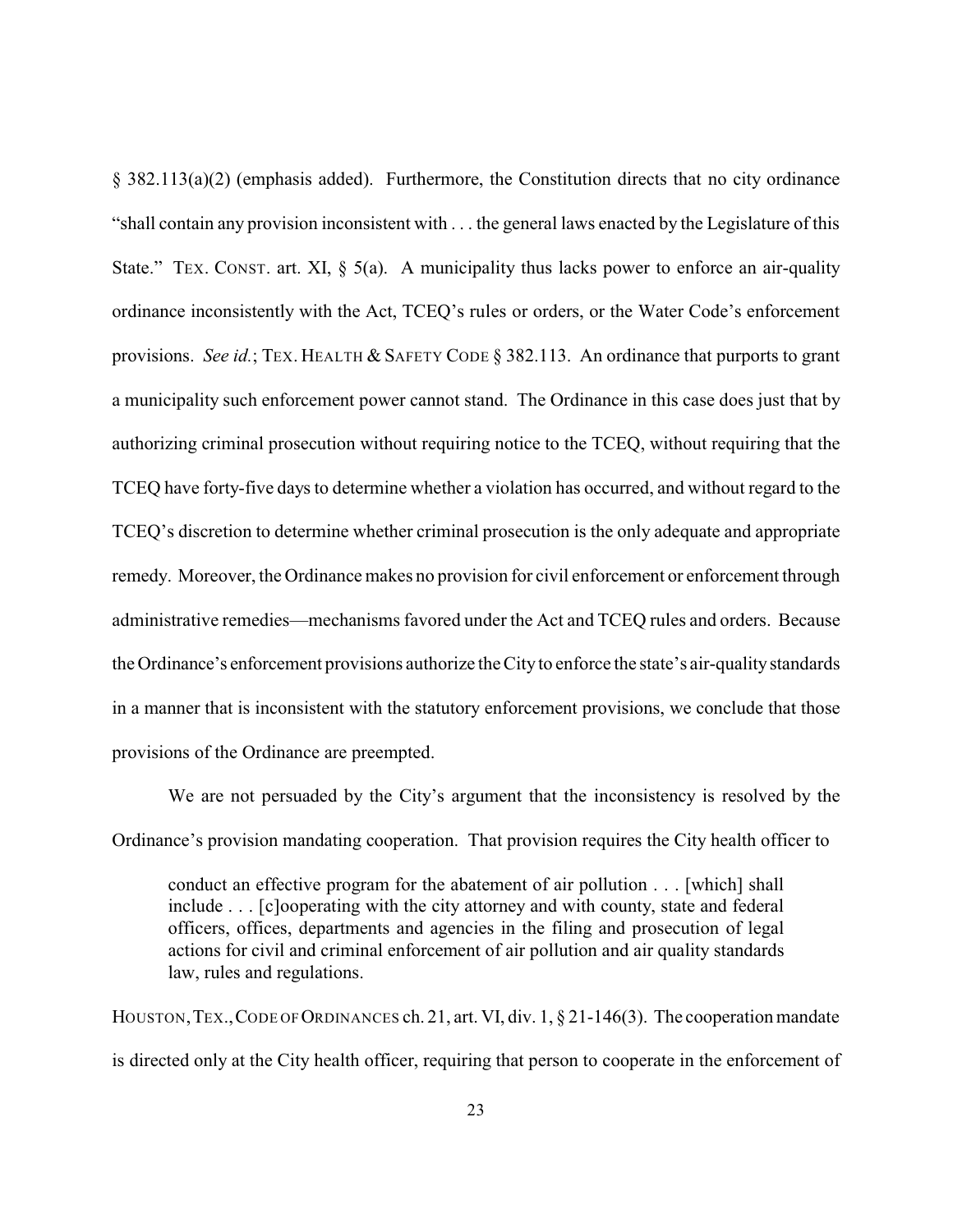§ 382.113(a)(2) (emphasis added). Furthermore, the Constitution directs that no city ordinance "shall contain any provision inconsistent with . . . the general laws enacted by the Legislature of this State." TEX. CONST. art. XI, § 5(a). A municipality thus lacks power to enforce an air-quality ordinance inconsistently with the Act, TCEQ's rules or orders, or the Water Code's enforcement provisions. *See id.*; TEX. HEALTH & SAFETY CODE § 382.113. An ordinance that purports to grant a municipality such enforcement power cannot stand. The Ordinance in this case does just that by authorizing criminal prosecution without requiring notice to the TCEQ, without requiring that the TCEQ have forty-five days to determine whether a violation has occurred, and without regard to the TCEQ's discretion to determine whether criminal prosecution is the only adequate and appropriate remedy. Moreover, the Ordinance makes no provision for civil enforcement or enforcement through administrative remedies—mechanisms favored under the Act and TCEQ rules and orders. Because the Ordinance's enforcement provisions authorize the City to enforce the state's air-quality standards in a manner that is inconsistent with the statutory enforcement provisions, we conclude that those provisions of the Ordinance are preempted.

We are not persuaded by the City's argument that the inconsistency is resolved by the Ordinance's provision mandating cooperation. That provision requires the City health officer to

> conduct an effective program for the abatement of air pollution . . . [which] shall include . . . [c]ooperating with the city attorney and with county, state and federal officers, offices, departments and agencies in the filing and prosecution of legal actions for civil and criminal enforcement of air pollution and air quality standards law, rules and regulations.

HOUSTON, TEX., CODE OF ORDINANCES ch. 21, art. VI, div. 1, § 21-146(3). The cooperation mandate is directed only at the City health officer, requiring that person to cooperate in the enforcement of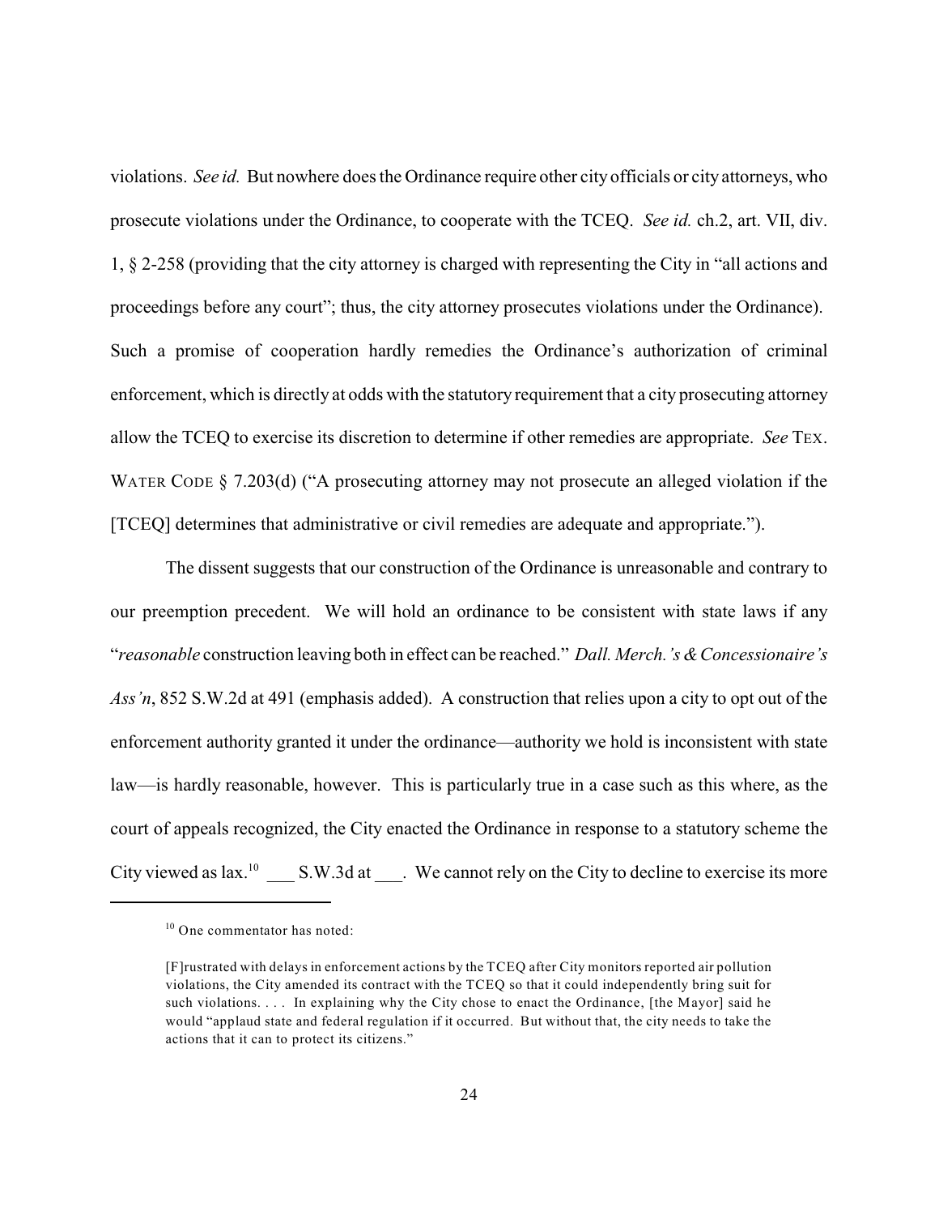violations. *See id.* But nowhere does the Ordinance require other city officials or city attorneys, who prosecute violations under the Ordinance, to cooperate with the TCEQ. *See id.* ch.2, art. VII, div. 1, § 2-258 (providing that the city attorney is charged with representing the City in "all actions and proceedings before any court"; thus, the city attorney prosecutes violations under the Ordinance). Such a promise of cooperation hardly remedies the Ordinance's authorization of criminal enforcement, which is directly at odds with the statutory requirement that a city prosecuting attorney allow the TCEQ to exercise its discretion to determine if other remedies are appropriate. *See* TEX. WATER CODE § 7.203(d) ("A prosecuting attorney may not prosecute an alleged violation if the [TCEQ] determines that administrative or civil remedies are adequate and appropriate.").

The dissent suggests that our construction of the Ordinance is unreasonable and contrary to our preemption precedent. We will hold an ordinance to be consistent with state laws if any "*reasonable* construction leaving both in effect can be reached." *Dall. Merch.'s & Concessionaire's Ass'n*, 852 S.W.2d at 491 (emphasis added). A construction that relies upon a city to opt out of the enforcement authority granted it under the ordinance—authority we hold is inconsistent with state law—is hardly reasonable, however. This is particularly true in a case such as this where, as the court of appeals recognized, the City enacted the Ordinance in response to a statutory scheme the City viewed as lax.[10] ___ S.W.3d at ___. We cannot rely on the City to decline to exercise its more

---

[10] One commentator has noted:

> [F]rustrated with delays in enforcement actions by the TCEQ after City monitors reported air pollution violations, the City amended its contract with the TCEQ so that it could independently bring suit for such violations. . . . In explaining why the City chose to enact the Ordinance, [the Mayor] said he would "applaud state and federal regulation if it occurred. But without that, the city needs to take the actions that it can to protect its citizens."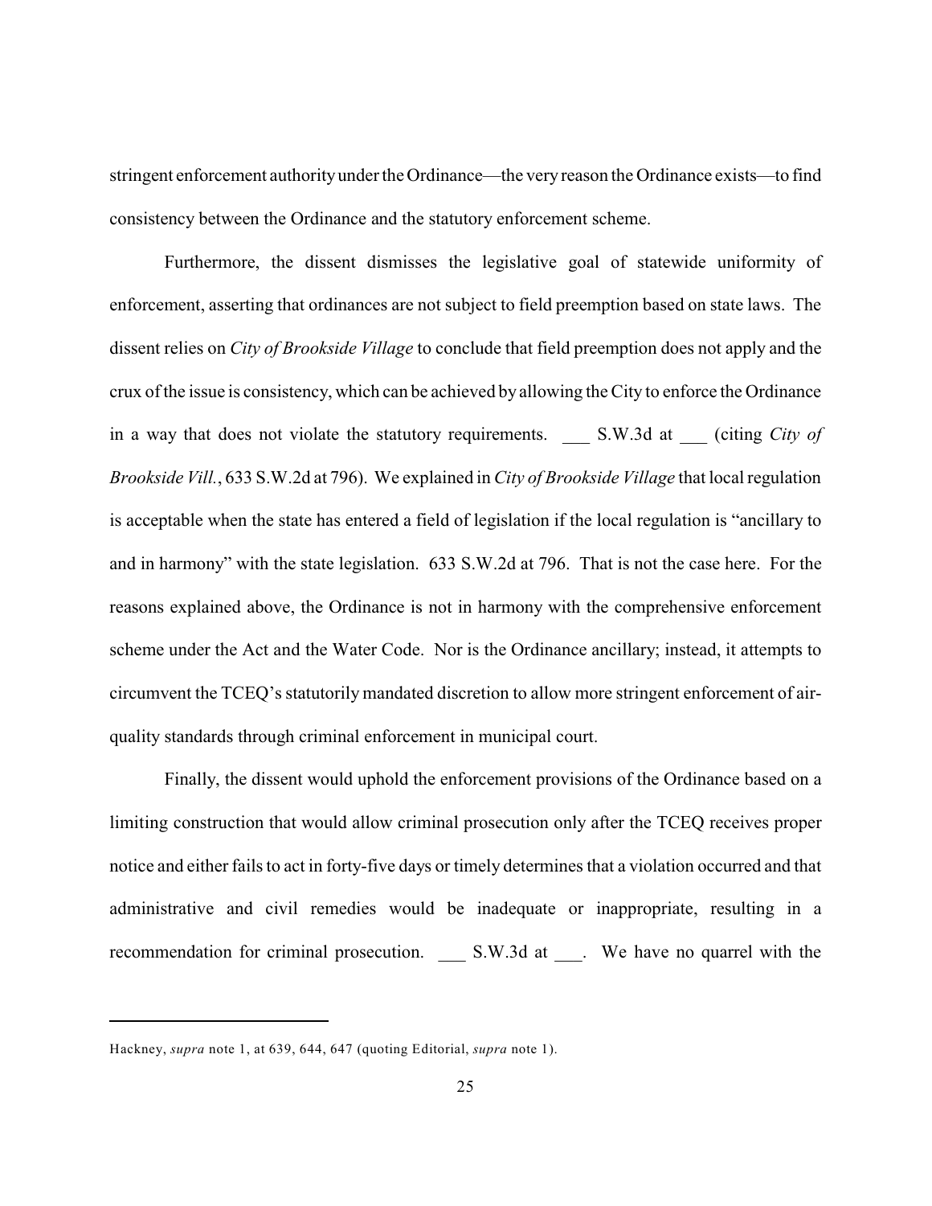stringent enforcement authority under the Ordinance—the very reason the Ordinance exists—to find consistency between the Ordinance and the statutory enforcement scheme.

Furthermore, the dissent dismisses the legislative goal of statewide uniformity of enforcement, asserting that ordinances are not subject to field preemption based on state laws. The dissent relies on *City of Brookside Village* to conclude that field preemption does not apply and the crux of the issue is consistency, which can be achieved by allowing the City to enforce the Ordinance in a way that does not violate the statutory requirements. ___ S.W.3d at ___ (citing *City of Brookside Vill.*, 633 S.W.2d at 796). We explained in *City of Brookside Village* that local regulation is acceptable when the state has entered a field of legislation if the local regulation is "ancillary to and in harmony" with the state legislation. 633 S.W.2d at 796. That is not the case here. For the reasons explained above, the Ordinance is not in harmony with the comprehensive enforcement scheme under the Act and the Water Code. Nor is the Ordinance ancillary; instead, it attempts to circumvent the TCEQ's statutorily mandated discretion to allow more stringent enforcement of air-quality standards through criminal enforcement in municipal court.

Finally, the dissent would uphold the enforcement provisions of the Ordinance based on a limiting construction that would allow criminal prosecution only after the TCEQ receives proper notice and either fails to act in forty-five days or timely determines that a violation occurred and that administrative and civil remedies would be inadequate or inappropriate, resulting in a recommendation for criminal prosecution. ___ S.W.3d at ___. We have no quarrel with the

---

Hackney, *supra* note 1, at 639, 644, 647 (quoting Editorial, *supra* note 1).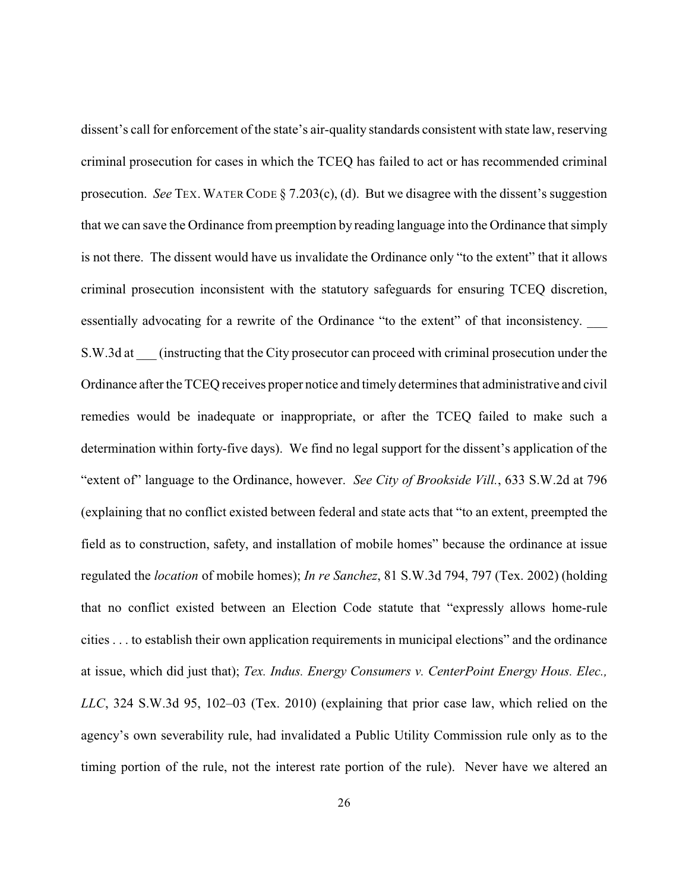dissent's call for enforcement of the state's air-quality standards consistent with state law, reserving criminal prosecution for cases in which the TCEQ has failed to act or has recommended criminal prosecution. *See* TEX. WATER CODE § 7.203(c), (d). But we disagree with the dissent's suggestion that we can save the Ordinance from preemption by reading language into the Ordinance that simply is not there. The dissent would have us invalidate the Ordinance only "to the extent" that it allows criminal prosecution inconsistent with the statutory safeguards for ensuring TCEQ discretion, essentially advocating for a rewrite of the Ordinance "to the extent" of that inconsistency. ___ S.W.3d at ___ (instructing that the City prosecutor can proceed with criminal prosecution under the Ordinance after the TCEQ receives proper notice and timely determines that administrative and civil remedies would be inadequate or inappropriate, or after the TCEQ failed to make such a determination within forty-five days). We find no legal support for the dissent's application of the "extent of" language to the Ordinance, however. *See City of Brookside Vill.*, 633 S.W.2d at 796 (explaining that no conflict existed between federal and state acts that "to an extent, preempted the field as to construction, safety, and installation of mobile homes" because the ordinance at issue regulated the *location* of mobile homes); *In re Sanchez*, 81 S.W.3d 794, 797 (Tex. 2002) (holding that no conflict existed between an Election Code statute that "expressly allows home-rule cities . . . to establish their own application requirements in municipal elections" and the ordinance at issue, which did just that); *Tex. Indus. Energy Consumers v. CenterPoint Energy Hous. Elec., LLC*, 324 S.W.3d 95, 102–03 (Tex. 2010) (explaining that prior case law, which relied on the agency's own severability rule, had invalidated a Public Utility Commission rule only as to the timing portion of the rule, not the interest rate portion of the rule). Never have we altered an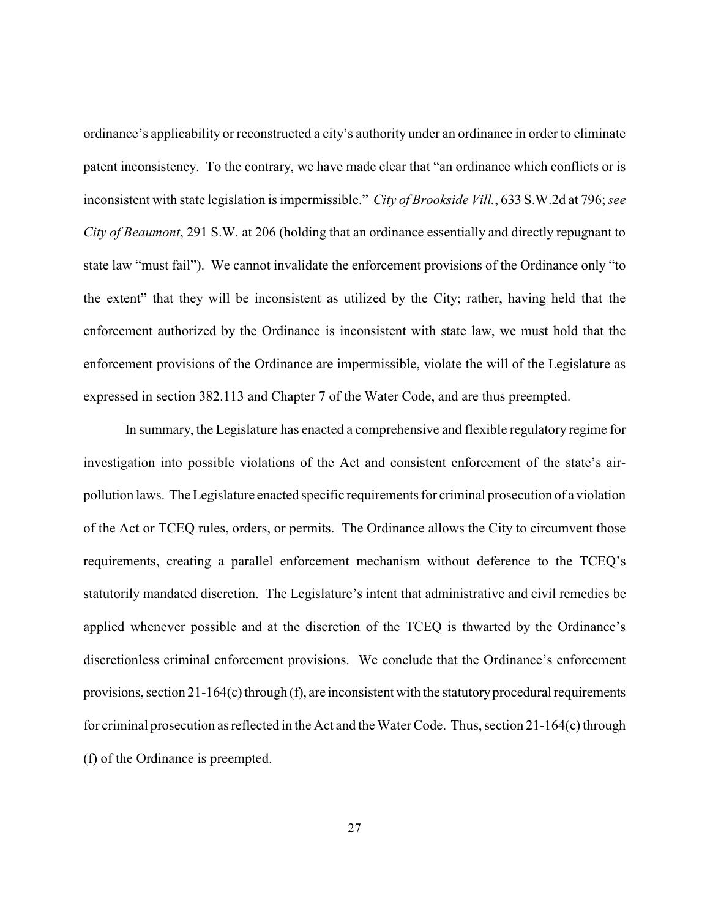ordinance's applicability or reconstructed a city's authority under an ordinance in order to eliminate patent inconsistency. To the contrary, we have made clear that "an ordinance which conflicts or is inconsistent with state legislation is impermissible." *City of Brookside Vill.*, 633 S.W.2d at 796; *see City of Beaumont*, 291 S.W. at 206 (holding that an ordinance essentially and directly repugnant to state law "must fail"). We cannot invalidate the enforcement provisions of the Ordinance only "to the extent" that they will be inconsistent as utilized by the City; rather, having held that the enforcement authorized by the Ordinance is inconsistent with state law, we must hold that the enforcement provisions of the Ordinance are impermissible, violate the will of the Legislature as expressed in section 382.113 and Chapter 7 of the Water Code, and are thus preempted.

In summary, the Legislature has enacted a comprehensive and flexible regulatory regime for investigation into possible violations of the Act and consistent enforcement of the state's air-pollution laws. The Legislature enacted specific requirements for criminal prosecution of a violation of the Act or TCEQ rules, orders, or permits. The Ordinance allows the City to circumvent those requirements, creating a parallel enforcement mechanism without deference to the TCEQ's statutorily mandated discretion. The Legislature's intent that administrative and civil remedies be applied whenever possible and at the discretion of the TCEQ is thwarted by the Ordinance's discretionless criminal enforcement provisions. We conclude that the Ordinance's enforcement provisions, section 21-164(c) through (f), are inconsistent with the statutory procedural requirements for criminal prosecution as reflected in the Act and the Water Code. Thus, section 21-164(c) through (f) of the Ordinance is preempted.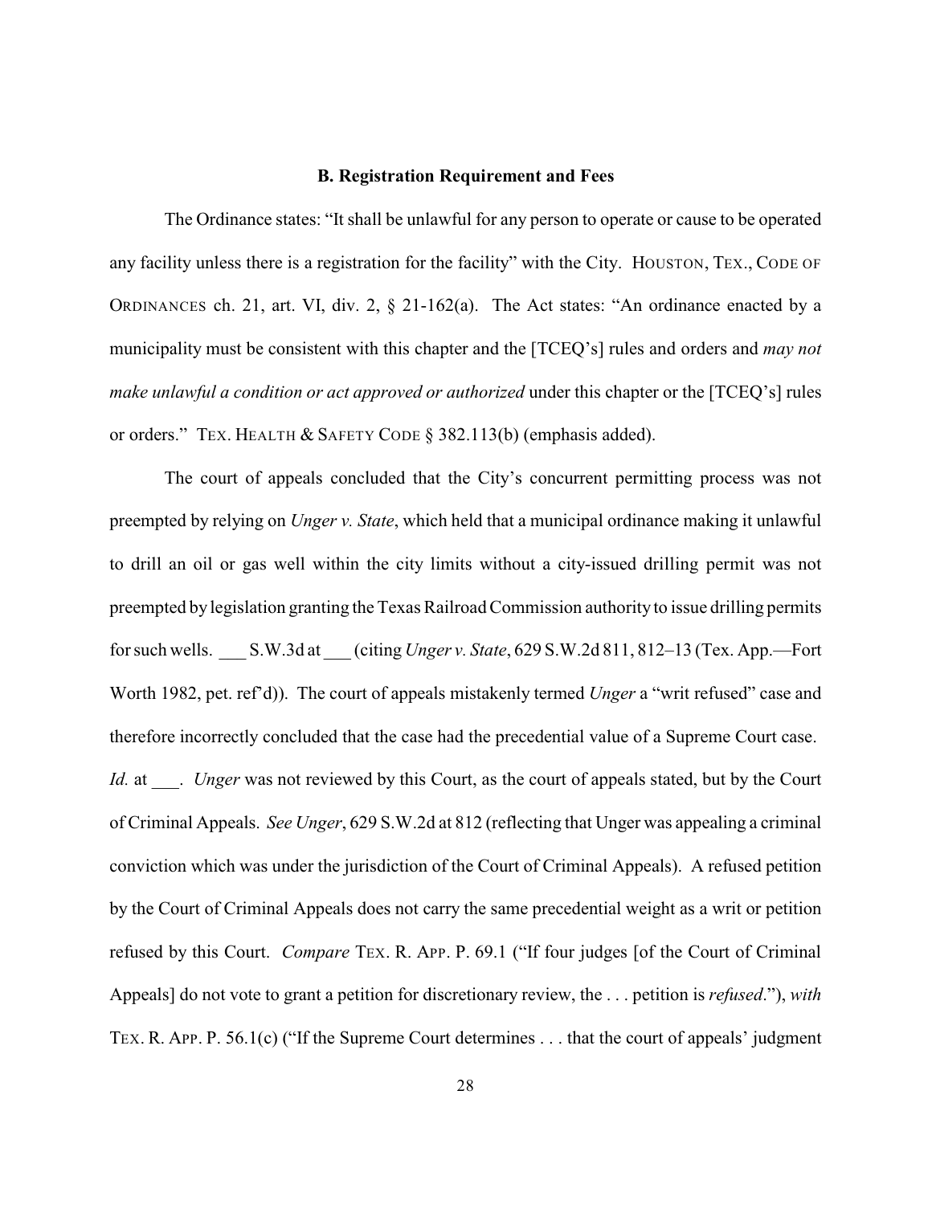### B. Registration Requirement and Fees

The Ordinance states: "It shall be unlawful for any person to operate or cause to be operated any facility unless there is a registration for the facility" with the City. HOUSTON, TEX., CODE OF ORDINANCES ch. 21, art. VI, div. 2, § 21-162(a). The Act states: "An ordinance enacted by a municipality must be consistent with this chapter and the [TCEQ's] rules and orders and *may not make unlawful a condition or act approved or authorized* under this chapter or the [TCEQ's] rules or orders." TEX. HEALTH & SAFETY CODE § 382.113(b) (emphasis added).

The court of appeals concluded that the City's concurrent permitting process was not preempted by relying on *Unger v. State*, which held that a municipal ordinance making it unlawful to drill an oil or gas well within the city limits without a city-issued drilling permit was not preempted by legislation granting the Texas Railroad Commission authority to issue drilling permits for such wells. ___ S.W.3d at ___ (citing *Unger v. State*, 629 S.W.2d 811, 812–13 (Tex. App.—Fort Worth 1982, pet. ref'd)). The court of appeals mistakenly termed *Unger* a "writ refused" case and therefore incorrectly concluded that the case had the precedential value of a Supreme Court case. *Id.* at ___. *Unger* was not reviewed by this Court, as the court of appeals stated, but by the Court of Criminal Appeals. *See Unger*, 629 S.W.2d at 812 (reflecting that Unger was appealing a criminal conviction which was under the jurisdiction of the Court of Criminal Appeals). A refused petition by the Court of Criminal Appeals does not carry the same precedential weight as a writ or petition refused by this Court. *Compare* TEX. R. APP. P. 69.1 ("If four judges [of the Court of Criminal Appeals] do not vote to grant a petition for discretionary review, the . . . petition is *refused*."), *with* TEX. R. APP. P. 56.1(c) ("If the Supreme Court determines . . . that the court of appeals' judgment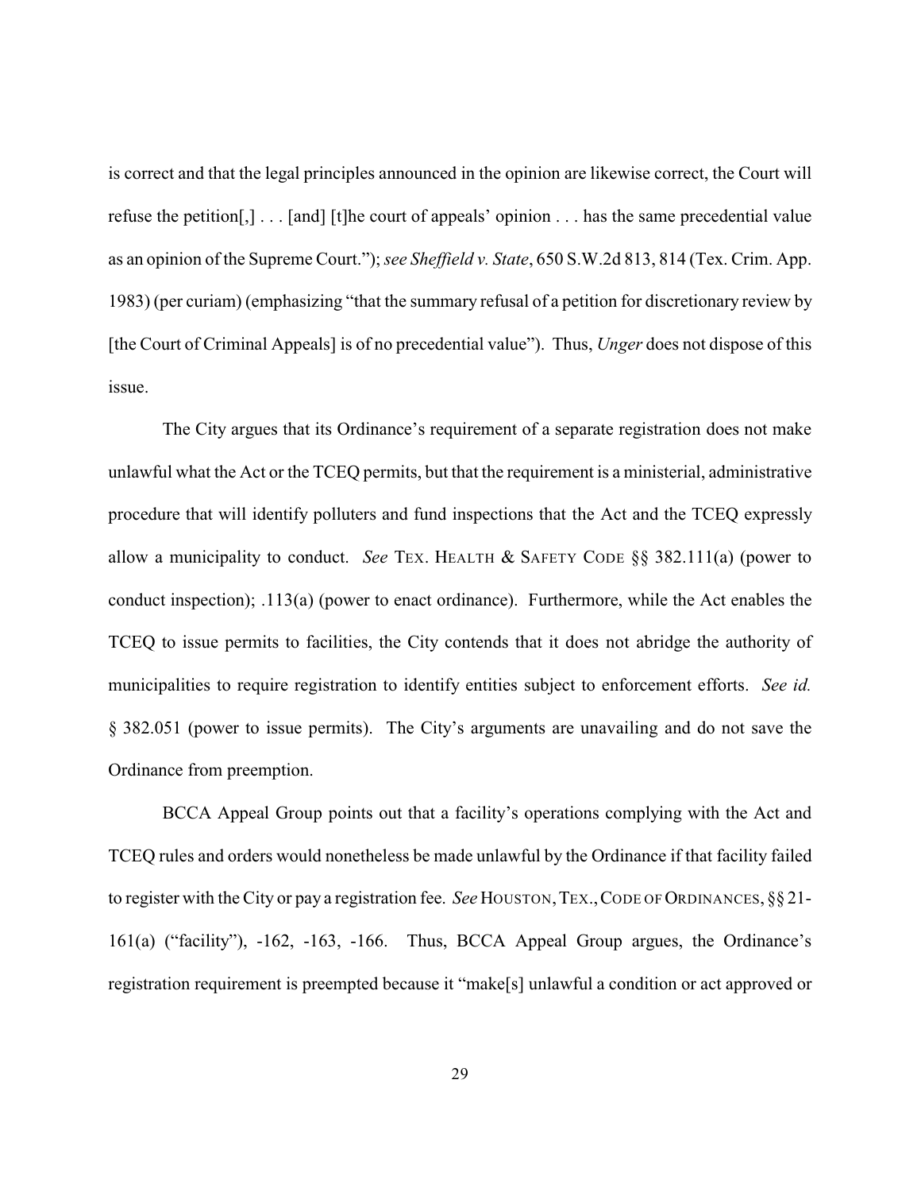is correct and that the legal principles announced in the opinion are likewise correct, the Court will refuse the petition[,] . . . [and] [t]he court of appeals' opinion . . . has the same precedential value as an opinion of the Supreme Court."); *see Sheffield v. State*, 650 S.W.2d 813, 814 (Tex. Crim. App. 1983) (per curiam) (emphasizing "that the summary refusal of a petition for discretionary review by [the Court of Criminal Appeals] is of no precedential value"). Thus, *Unger* does not dispose of this issue.

The City argues that its Ordinance's requirement of a separate registration does not make unlawful what the Act or the TCEQ permits, but that the requirement is a ministerial, administrative procedure that will identify polluters and fund inspections that the Act and the TCEQ expressly allow a municipality to conduct. *See* TEX. HEALTH & SAFETY CODE §§ 382.111(a) (power to conduct inspection); .113(a) (power to enact ordinance). Furthermore, while the Act enables the TCEQ to issue permits to facilities, the City contends that it does not abridge the authority of municipalities to require registration to identify entities subject to enforcement efforts. *See id.* § 382.051 (power to issue permits). The City's arguments are unavailing and do not save the Ordinance from preemption.

BCCA Appeal Group points out that a facility's operations complying with the Act and TCEQ rules and orders would nonetheless be made unlawful by the Ordinance if that facility failed to register with the City or pay a registration fee. *See* HOUSTON, TEX., CODE OF ORDINANCES, §§ 21-161(a) ("facility"), -162, -163, -166. Thus, BCCA Appeal Group argues, the Ordinance's registration requirement is preempted because it "make[s] unlawful a condition or act approved or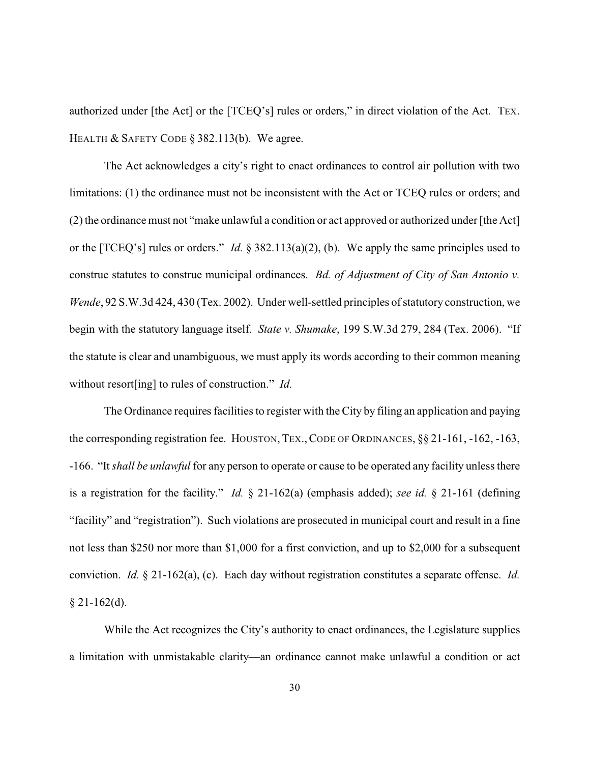authorized under [the Act] or the [TCEQ's] rules or orders," in direct violation of the Act. TEX. HEALTH & SAFETY CODE § 382.113(b). We agree.

The Act acknowledges a city's right to enact ordinances to control air pollution with two limitations: (1) the ordinance must not be inconsistent with the Act or TCEQ rules or orders; and (2) the ordinance must not "make unlawful a condition or act approved or authorized under [the Act] or the [TCEQ's] rules or orders." *Id.* § 382.113(a)(2), (b). We apply the same principles used to construe statutes to construe municipal ordinances. *Bd. of Adjustment of City of San Antonio v. Wende*, 92 S.W.3d 424, 430 (Tex. 2002). Under well-settled principles of statutory construction, we begin with the statutory language itself. *State v. Shumake*, 199 S.W.3d 279, 284 (Tex. 2006). "If the statute is clear and unambiguous, we must apply its words according to their common meaning without resort[ing] to rules of construction." *Id.*

The Ordinance requires facilities to register with the City by filing an application and paying the corresponding registration fee. HOUSTON, TEX., CODE OF ORDINANCES, §§ 21-161, -162, -163, -166. "It *shall be unlawful* for any person to operate or cause to be operated any facility unless there is a registration for the facility." *Id.* § 21-162(a) (emphasis added); *see id.* § 21-161 (defining "facility" and "registration"). Such violations are prosecuted in municipal court and result in a fine not less than $250 nor more than $1,000 for a first conviction, and up to $2,000 for a subsequent conviction. *Id.* § 21-162(a), (c). Each day without registration constitutes a separate offense. *Id.* § 21-162(d).

While the Act recognizes the City's authority to enact ordinances, the Legislature supplies a limitation with unmistakable clarity—an ordinance cannot make unlawful a condition or act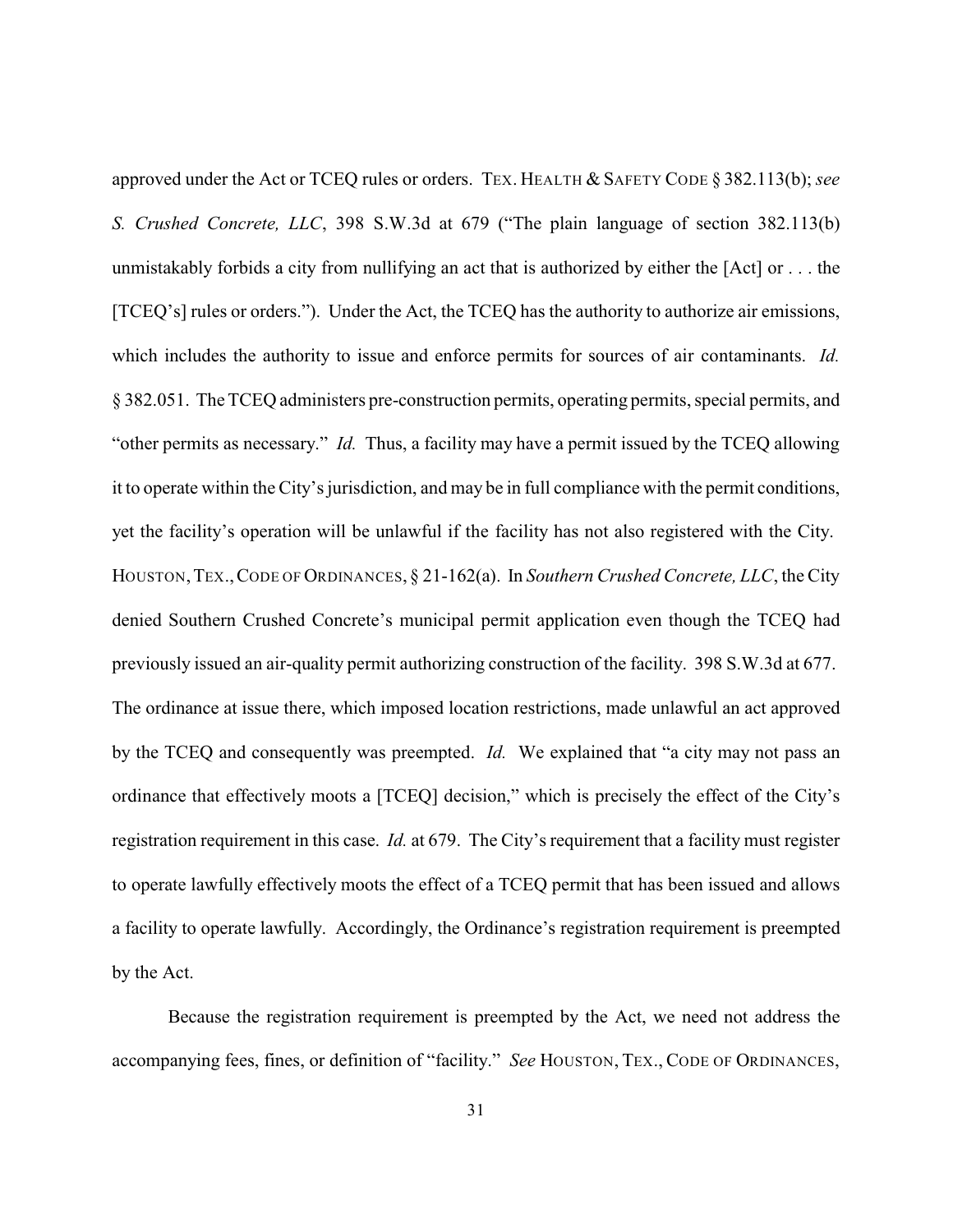approved under the Act or TCEQ rules or orders. TEX. HEALTH & SAFETY CODE § 382.113(b); *see S. Crushed Concrete, LLC*, 398 S.W.3d at 679 ("The plain language of section 382.113(b) unmistakably forbids a city from nullifying an act that is authorized by either the [Act] or . . . the [TCEQ's] rules or orders."). Under the Act, the TCEQ has the authority to authorize air emissions, which includes the authority to issue and enforce permits for sources of air contaminants. *Id.* § 382.051. The TCEQ administers pre-construction permits, operating permits, special permits, and "other permits as necessary." *Id.* Thus, a facility may have a permit issued by the TCEQ allowing it to operate within the City's jurisdiction, and may be in full compliance with the permit conditions, yet the facility's operation will be unlawful if the facility has not also registered with the City. HOUSTON, TEX., CODE OF ORDINANCES, § 21-162(a). In *Southern Crushed Concrete, LLC*, the City denied Southern Crushed Concrete's municipal permit application even though the TCEQ had previously issued an air-quality permit authorizing construction of the facility. 398 S.W.3d at 677. The ordinance at issue there, which imposed location restrictions, made unlawful an act approved by the TCEQ and consequently was preempted. *Id.* We explained that "a city may not pass an ordinance that effectively moots a [TCEQ] decision," which is precisely the effect of the City's registration requirement in this case. *Id.* at 679. The City's requirement that a facility must register to operate lawfully effectively moots the effect of a TCEQ permit that has been issued and allows a facility to operate lawfully. Accordingly, the Ordinance's registration requirement is preempted by the Act.

Because the registration requirement is preempted by the Act, we need not address the accompanying fees, fines, or definition of "facility." *See* HOUSTON, TEX., CODE OF ORDINANCES,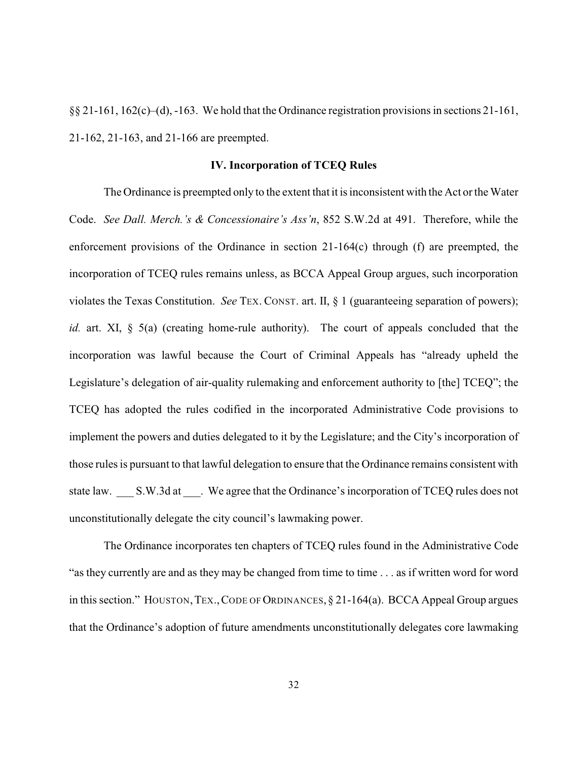§§ 21-161, 162(c)–(d), -163. We hold that the Ordinance registration provisions in sections 21-161, 21-162, 21-163, and 21-166 are preempted.

### IV. Incorporation of TCEQ Rules

The Ordinance is preempted only to the extent that it is inconsistent with the Act or the Water Code. *See Dall. Merch.'s & Concessionaire's Ass'n*, 852 S.W.2d at 491. Therefore, while the enforcement provisions of the Ordinance in section 21-164(c) through (f) are preempted, the incorporation of TCEQ rules remains unless, as BCCA Appeal Group argues, such incorporation violates the Texas Constitution. *See* TEX. CONST. art. II, § 1 (guaranteeing separation of powers); *id.* art. XI, § 5(a) (creating home-rule authority). The court of appeals concluded that the incorporation was lawful because the Court of Criminal Appeals has "already upheld the Legislature's delegation of air-quality rulemaking and enforcement authority to [the] TCEQ"; the TCEQ has adopted the rules codified in the incorporated Administrative Code provisions to implement the powers and duties delegated to it by the Legislature; and the City's incorporation of those rules is pursuant to that lawful delegation to ensure that the Ordinance remains consistent with state law. ___ S.W.3d at ___. We agree that the Ordinance's incorporation of TCEQ rules does not unconstitutionally delegate the city council's lawmaking power.

The Ordinance incorporates ten chapters of TCEQ rules found in the Administrative Code "as they currently are and as they may be changed from time to time . . . as if written word for word in this section." HOUSTON, TEX., CODE OF ORDINANCES, § 21-164(a). BCCA Appeal Group argues that the Ordinance's adoption of future amendments unconstitutionally delegates core lawmaking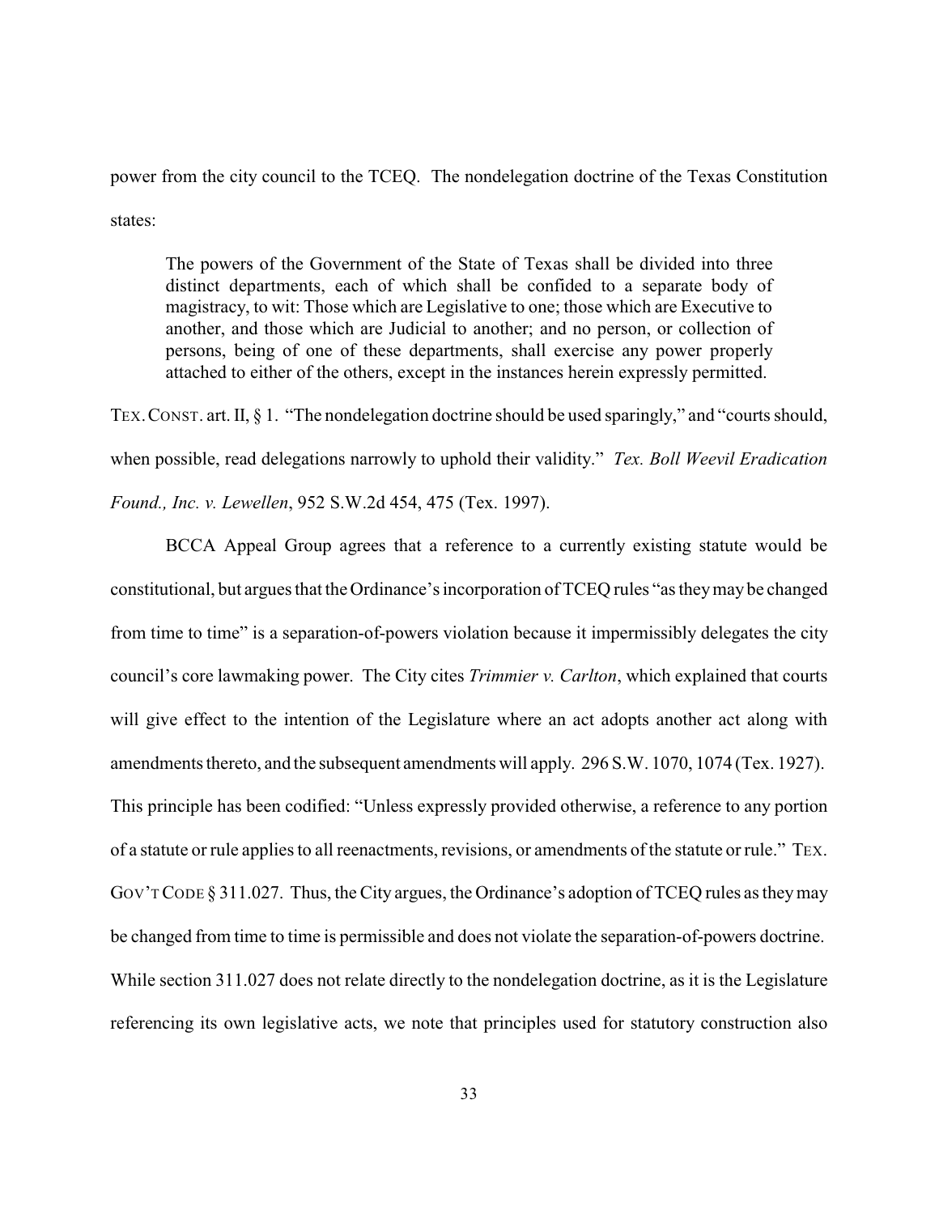power from the city council to the TCEQ. The nondelegation doctrine of the Texas Constitution states:

> The powers of the Government of the State of Texas shall be divided into three distinct departments, each of which shall be confided to a separate body of magistracy, to wit: Those which are Legislative to one; those which are Executive to another, and those which are Judicial to another; and no person, or collection of persons, being of one of these departments, shall exercise any power properly attached to either of the others, except in the instances herein expressly permitted.

TEX. CONST. art. II, § 1. "The nondelegation doctrine should be used sparingly," and "courts should, when possible, read delegations narrowly to uphold their validity." *Tex. Boll Weevil Eradication Found., Inc. v. Lewellen*, 952 S.W.2d 454, 475 (Tex. 1997).

BCCA Appeal Group agrees that a reference to a currently existing statute would be constitutional, but argues that the Ordinance's incorporation of TCEQ rules "as they may be changed from time to time" is a separation-of-powers violation because it impermissibly delegates the city council's core lawmaking power. The City cites *Trimmier v. Carlton*, which explained that courts will give effect to the intention of the Legislature where an act adopts another act along with amendments thereto, and the subsequent amendments will apply. 296 S.W. 1070, 1074 (Tex. 1927). This principle has been codified: "Unless expressly provided otherwise, a reference to any portion of a statute or rule applies to all reenactments, revisions, or amendments of the statute or rule." TEX. GOV'T CODE § 311.027. Thus, the City argues, the Ordinance's adoption of TCEQ rules as they may be changed from time to time is permissible and does not violate the separation-of-powers doctrine. While section 311.027 does not relate directly to the nondelegation doctrine, as it is the Legislature referencing its own legislative acts, we note that principles used for statutory construction also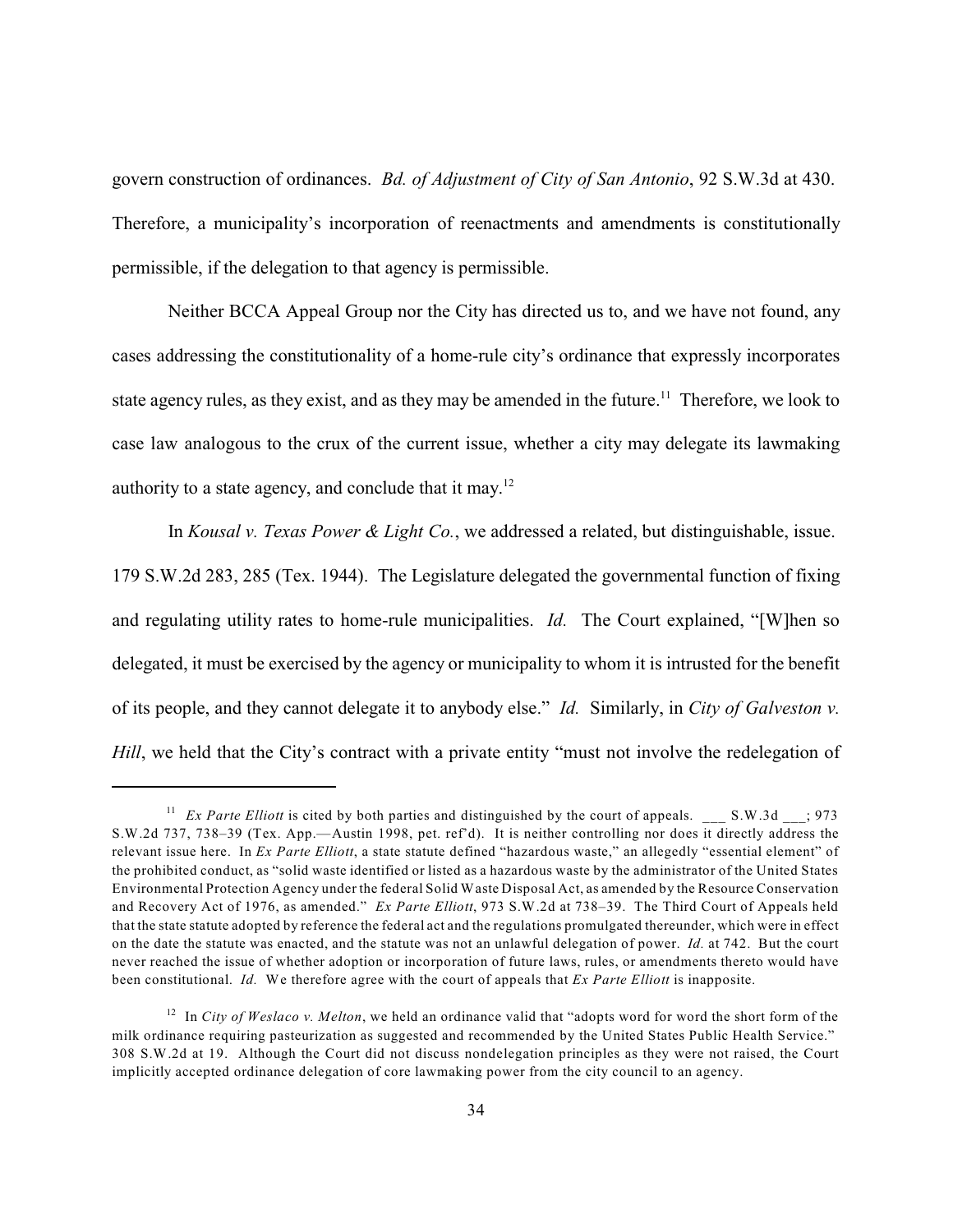govern construction of ordinances. *Bd. of Adjustment of City of San Antonio*, 92 S.W.3d at 430. Therefore, a municipality's incorporation of reenactments and amendments is constitutionally permissible, if the delegation to that agency is permissible.

Neither BCCA Appeal Group nor the City has directed us to, and we have not found, any cases addressing the constitutionality of a home-rule city's ordinance that expressly incorporates state agency rules, as they exist, and as they may be amended in the future.[11] Therefore, we look to case law analogous to the crux of the current issue, whether a city may delegate its lawmaking authority to a state agency, and conclude that it may.[12]

In *Kousal v. Texas Power & Light Co.*, we addressed a related, but distinguishable, issue. 179 S.W.2d 283, 285 (Tex. 1944). The Legislature delegated the governmental function of fixing and regulating utility rates to home-rule municipalities. *Id.* The Court explained, "[W]hen so delegated, it must be exercised by the agency or municipality to whom it is intrusted for the benefit of its people, and they cannot delegate it to anybody else." *Id.* Similarly, in *City of Galveston v. Hill*, we held that the City's contract with a private entity "must not involve the redelegation of

---

[11] *Ex Parte Elliott* is cited by both parties and distinguished by the court of appeals. ___ S.W.3d ___; 973 S.W.2d 737, 738–39 (Tex. App.—Austin 1998, pet. ref'd). It is neither controlling nor does it directly address the relevant issue here. In *Ex Parte Elliott*, a state statute defined "hazardous waste," an allegedly "essential element" of the prohibited conduct, as "solid waste identified or listed as a hazardous waste by the administrator of the United States Environmental Protection Agency under the federal Solid Waste Disposal Act, as amended by the Resource Conservation and Recovery Act of 1976, as amended." *Ex Parte Elliott*, 973 S.W.2d at 738–39. The Third Court of Appeals held that the state statute adopted by reference the federal act and the regulations promulgated thereunder, which were in effect on the date the statute was enacted, and the statute was not an unlawful delegation of power. *Id.* at 742. But the court never reached the issue of whether adoption or incorporation of future laws, rules, or amendments thereto would have been constitutional. *Id.* We therefore agree with the court of appeals that *Ex Parte Elliott* is inapposite.

[12] In *City of Weslaco v. Melton*, we held an ordinance valid that "adopts word for word the short form of the milk ordinance requiring pasteurization as suggested and recommended by the United States Public Health Service." 308 S.W.2d at 19. Although the Court did not discuss nondelegation principles as they were not raised, the Court implicitly accepted ordinance delegation of core lawmaking power from the city council to an agency.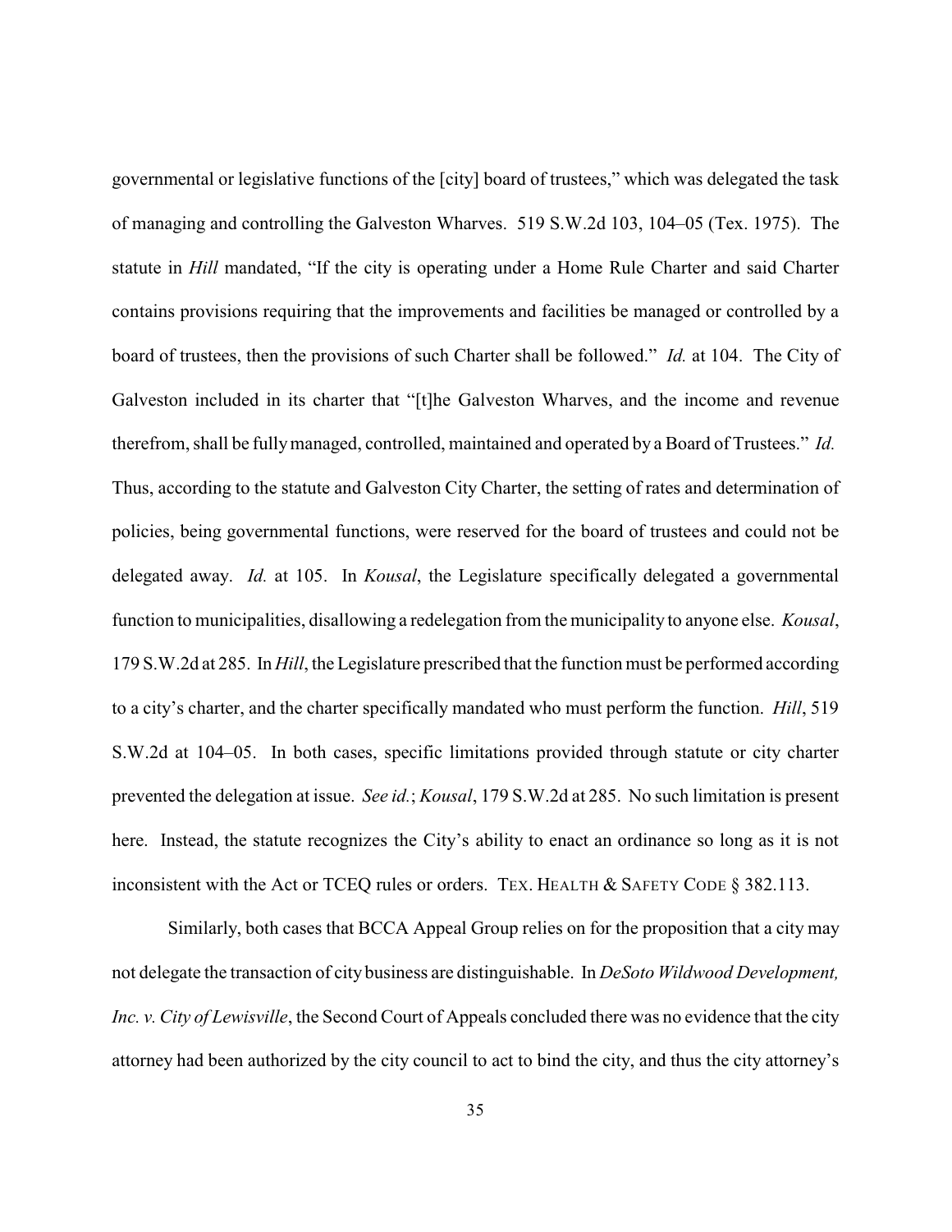governmental or legislative functions of the [city] board of trustees," which was delegated the task of managing and controlling the Galveston Wharves. 519 S.W.2d 103, 104–05 (Tex. 1975). The statute in *Hill* mandated, "If the city is operating under a Home Rule Charter and said Charter contains provisions requiring that the improvements and facilities be managed or controlled by a board of trustees, then the provisions of such Charter shall be followed." *Id.* at 104. The City of Galveston included in its charter that "[t]he Galveston Wharves, and the income and revenue therefrom, shall be fully managed, controlled, maintained and operated by a Board of Trustees." *Id.* Thus, according to the statute and Galveston City Charter, the setting of rates and determination of policies, being governmental functions, were reserved for the board of trustees and could not be delegated away. *Id.* at 105. In *Kousal*, the Legislature specifically delegated a governmental function to municipalities, disallowing a redelegation from the municipality to anyone else. *Kousal*, 179 S.W.2d at 285. In *Hill*, the Legislature prescribed that the function must be performed according to a city's charter, and the charter specifically mandated who must perform the function. *Hill*, 519 S.W.2d at 104–05. In both cases, specific limitations provided through statute or city charter prevented the delegation at issue. *See id.*; *Kousal*, 179 S.W.2d at 285. No such limitation is present here. Instead, the statute recognizes the City's ability to enact an ordinance so long as it is not inconsistent with the Act or TCEQ rules or orders. TEX. HEALTH & SAFETY CODE § 382.113.

Similarly, both cases that BCCA Appeal Group relies on for the proposition that a city may not delegate the transaction of city business are distinguishable. In *DeSoto Wildwood Development, Inc. v. City of Lewisville*, the Second Court of Appeals concluded there was no evidence that the city attorney had been authorized by the city council to act to bind the city, and thus the city attorney's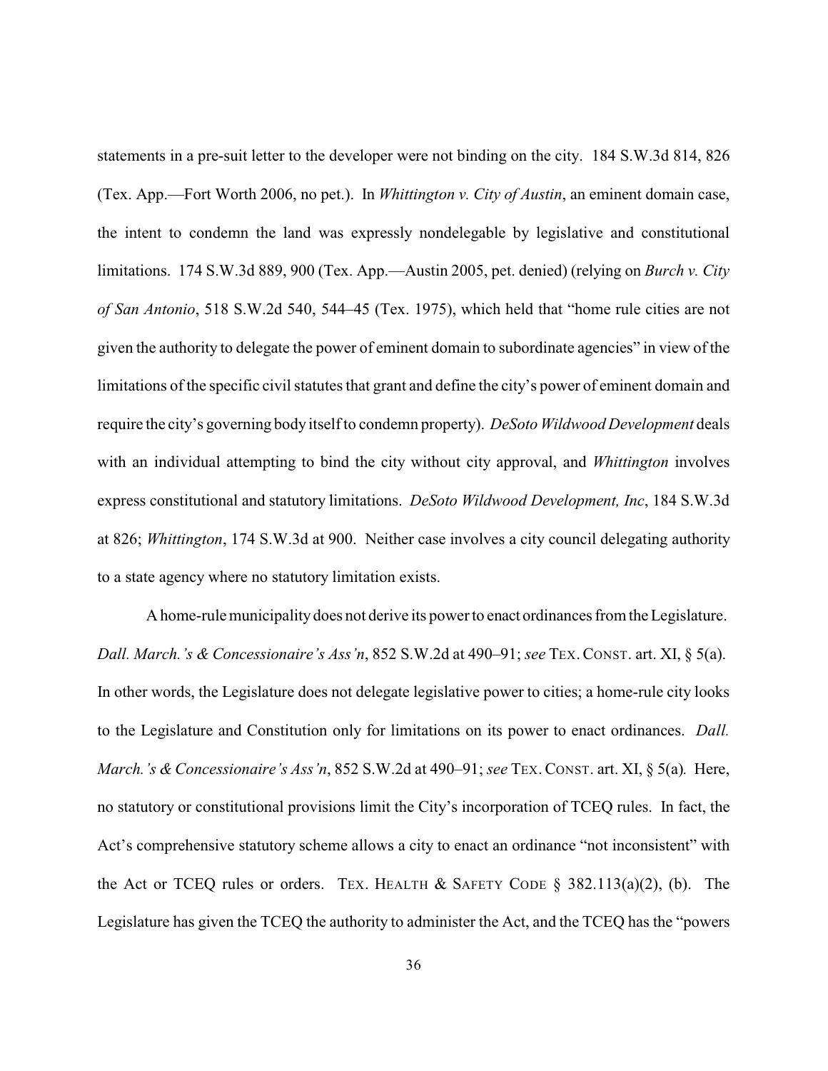statements in a pre-suit letter to the developer were not binding on the city. 184 S.W.3d 814, 826 (Tex. App.—Fort Worth 2006, no pet.). In *Whittington v. City of Austin*, an eminent domain case, the intent to condemn the land was expressly nondelegable by legislative and constitutional limitations. 174 S.W.3d 889, 900 (Tex. App.—Austin 2005, pet. denied) (relying on *Burch v. City of San Antonio*, 518 S.W.2d 540, 544–45 (Tex. 1975), which held that "home rule cities are not given the authority to delegate the power of eminent domain to subordinate agencies" in view of the limitations of the specific civil statutes that grant and define the city's power of eminent domain and require the city's governing body itself to condemn property). *DeSoto Wildwood Development* deals with an individual attempting to bind the city without city approval, and *Whittington* involves express constitutional and statutory limitations. *DeSoto Wildwood Development, Inc*, 184 S.W.3d at 826; *Whittington*, 174 S.W.3d at 900. Neither case involves a city council delegating authority to a state agency where no statutory limitation exists.

A home-rule municipality does not derive its power to enact ordinances from the Legislature. *Dall. March.'s & Concessionaire's Ass'n*, 852 S.W.2d at 490–91; *see* TEX. CONST. art. XI, § 5(a). In other words, the Legislature does not delegate legislative power to cities; a home-rule city looks to the Legislature and Constitution only for limitations on its power to enact ordinances. *Dall. March.'s & Concessionaire's Ass'n*, 852 S.W.2d at 490–91; *see* TEX. CONST. art. XI, § 5(a). Here, no statutory or constitutional provisions limit the City's incorporation of TCEQ rules. In fact, the Act's comprehensive statutory scheme allows a city to enact an ordinance "not inconsistent" with the Act or TCEQ rules or orders. TEX. HEALTH & SAFETY CODE § 382.113(a)(2), (b). The Legislature has given the TCEQ the authority to administer the Act, and the TCEQ has the "powers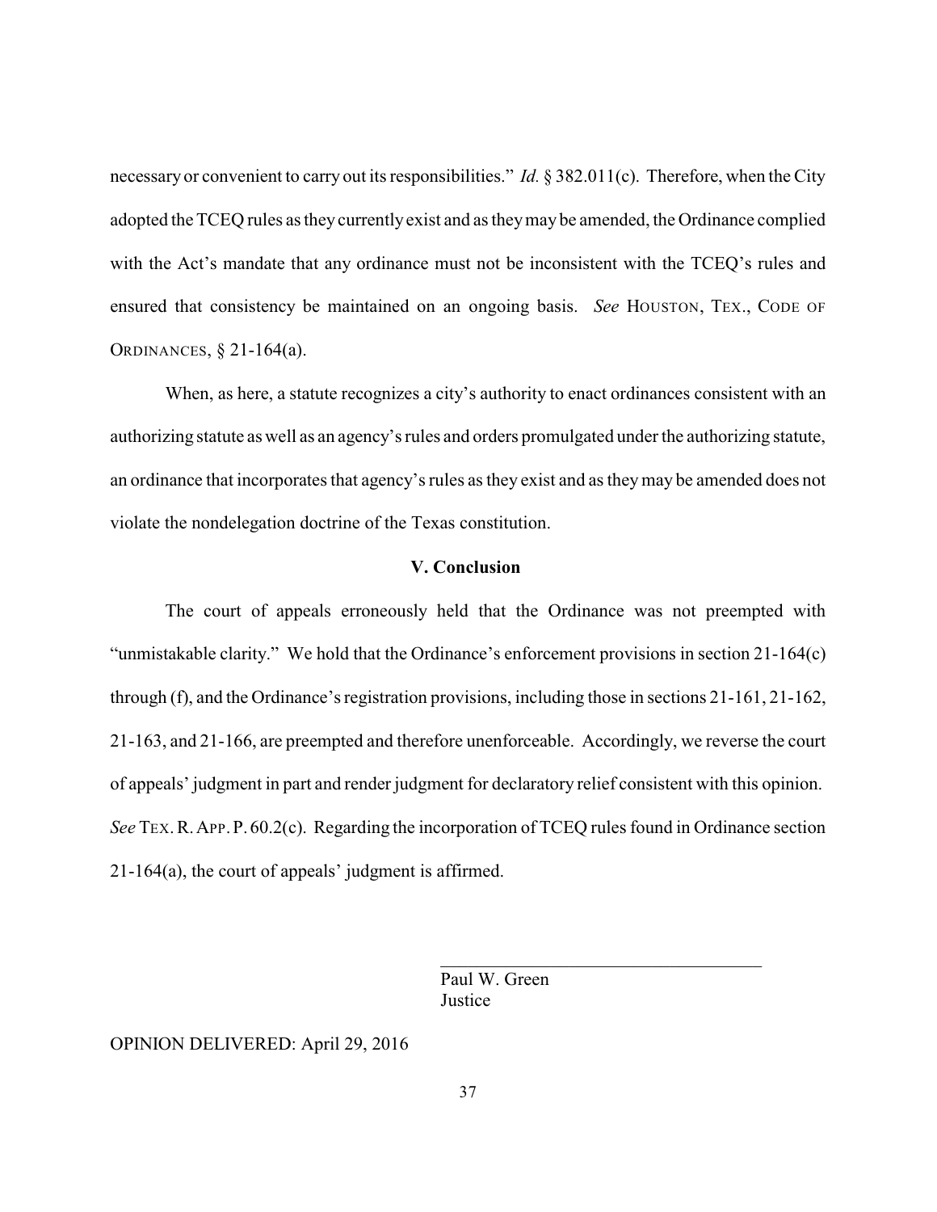necessary or convenient to carry out its responsibilities." *Id.* § 382.011(c). Therefore, when the City adopted the TCEQ rules as they currently exist and as they may be amended, the Ordinance complied with the Act's mandate that any ordinance must not be inconsistent with the TCEQ's rules and ensured that consistency be maintained on an ongoing basis. *See* HOUSTON, TEX., CODE OF ORDINANCES, § 21-164(a).

When, as here, a statute recognizes a city's authority to enact ordinances consistent with an authorizing statute as well as an agency's rules and orders promulgated under the authorizing statute, an ordinance that incorporates that agency's rules as they exist and as they may be amended does not violate the nondelegation doctrine of the Texas constitution.

## V. Conclusion

The court of appeals erroneously held that the Ordinance was not preempted with "unmistakable clarity." We hold that the Ordinance's enforcement provisions in section 21-164(c) through (f), and the Ordinance's registration provisions, including those in sections 21-161, 21-162, 21-163, and 21-166, are preempted and therefore unenforceable. Accordingly, we reverse the court of appeals' judgment in part and render judgment for declaratory relief consistent with this opinion. *See* TEX. R. APP. P. 60.2(c). Regarding the incorporation of TCEQ rules found in Ordinance section 21-164(a), the court of appeals' judgment is affirmed.

Paul W. Green
Justice

OPINION DELIVERED: April 29, 2016